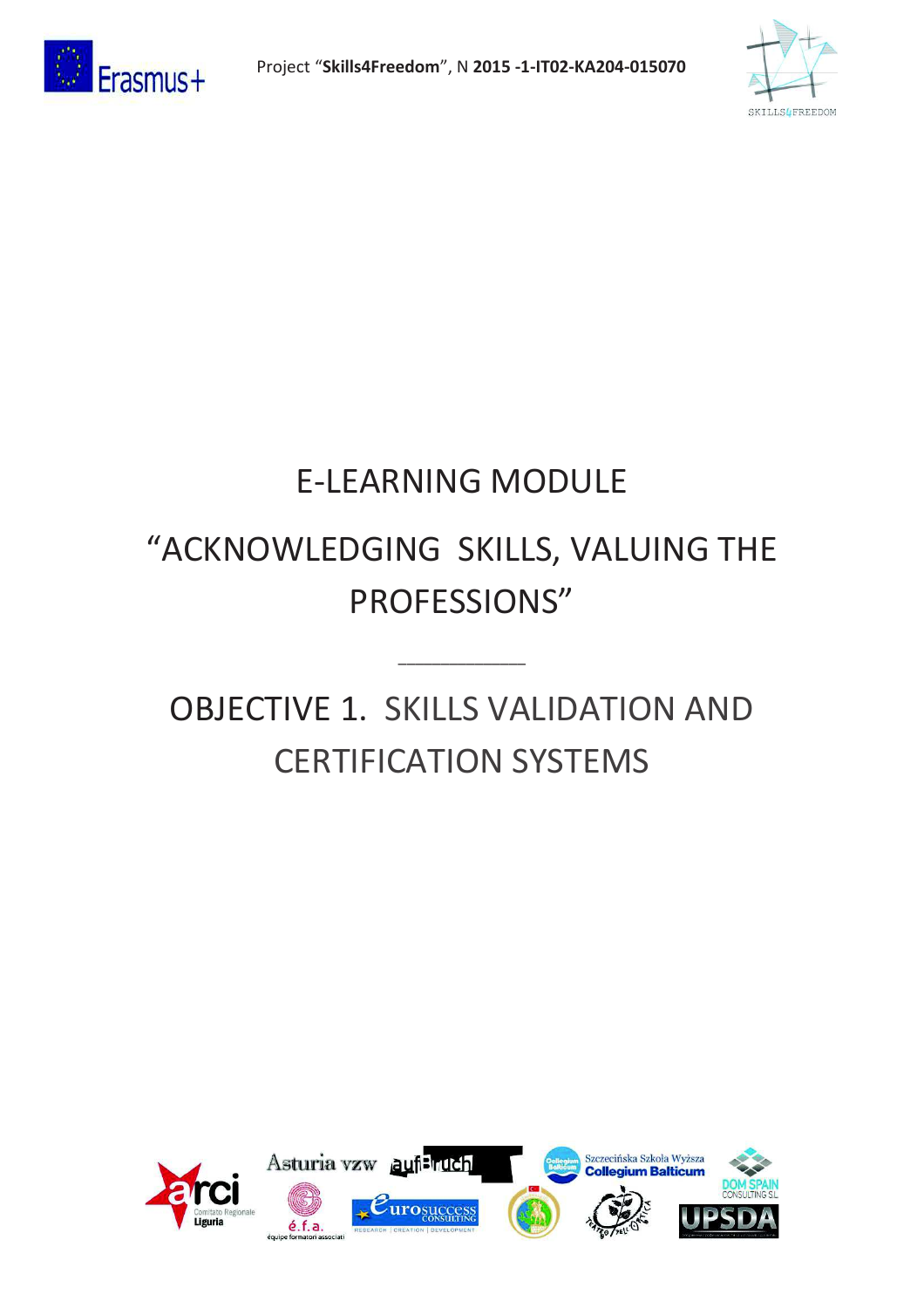Project "**Skills4Freedom**", N **2015 -1-IT02-KA204-015070**

# E-LEARNING MODULE

# "ACKNOWLEDGING SKILLS, VALUING THE PROFESSIONS"

---

# OBJECTIVE 1. SKILLS VALIDATION AND CERTIFICATION SYSTEMS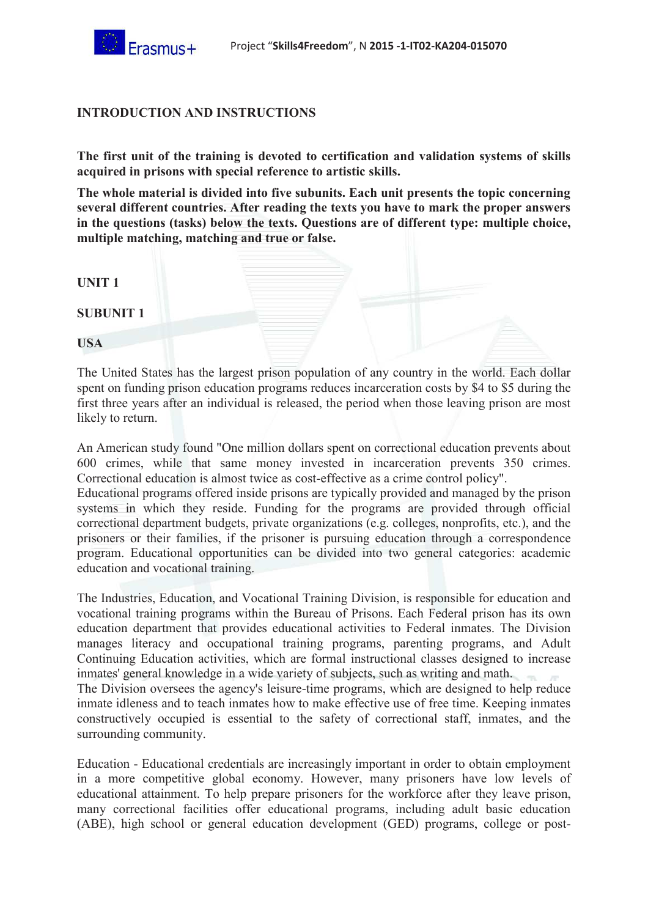## INTRODUCTION AND INSTRUCTIONS

**The first unit of the training is devoted to certification and validation systems of skills acquired in prisons with special reference to artistic skills.**

**The whole material is divided into five subunits. Each unit presents the topic concerning several different countries. After reading the texts you have to mark the proper answers in the questions (tasks) below the texts. Questions are of different type: multiple choice, multiple matching, matching and true or false.**

## UNIT 1

### SUBUNIT 1

### USA

The United States has the largest prison population of any country in the world. Each dollar spent on funding prison education programs reduces incarceration costs by $4 to $5 during the first three years after an individual is released, the period when those leaving prison are most likely to return.

An American study found "One million dollars spent on correctional education prevents about 600 crimes, while that same money invested in incarceration prevents 350 crimes. Correctional education is almost twice as cost-effective as a crime control policy".
Educational programs offered inside prisons are typically provided and managed by the prison systems in which they reside. Funding for the programs are provided through official correctional department budgets, private organizations (e.g. colleges, nonprofits, etc.), and the prisoners or their families, if the prisoner is pursuing education through a correspondence program. Educational opportunities can be divided into two general categories: academic education and vocational training.

The Industries, Education, and Vocational Training Division, is responsible for education and vocational training programs within the Bureau of Prisons. Each Federal prison has its own education department that provides educational activities to Federal inmates. The Division manages literacy and occupational training programs, parenting programs, and Adult Continuing Education activities, which are formal instructional classes designed to increase inmates' general knowledge in a wide variety of subjects, such as writing and math.
The Division oversees the agency's leisure-time programs, which are designed to help reduce inmate idleness and to teach inmates how to make effective use of free time. Keeping inmates constructively occupied is essential to the safety of correctional staff, inmates, and the surrounding community.

Education - Educational credentials are increasingly important in order to obtain employment in a more competitive global economy. However, many prisoners have low levels of educational attainment. To help prepare prisoners for the workforce after they leave prison, many correctional facilities offer educational programs, including adult basic education (ABE), high school or general education development (GED) programs, college or post-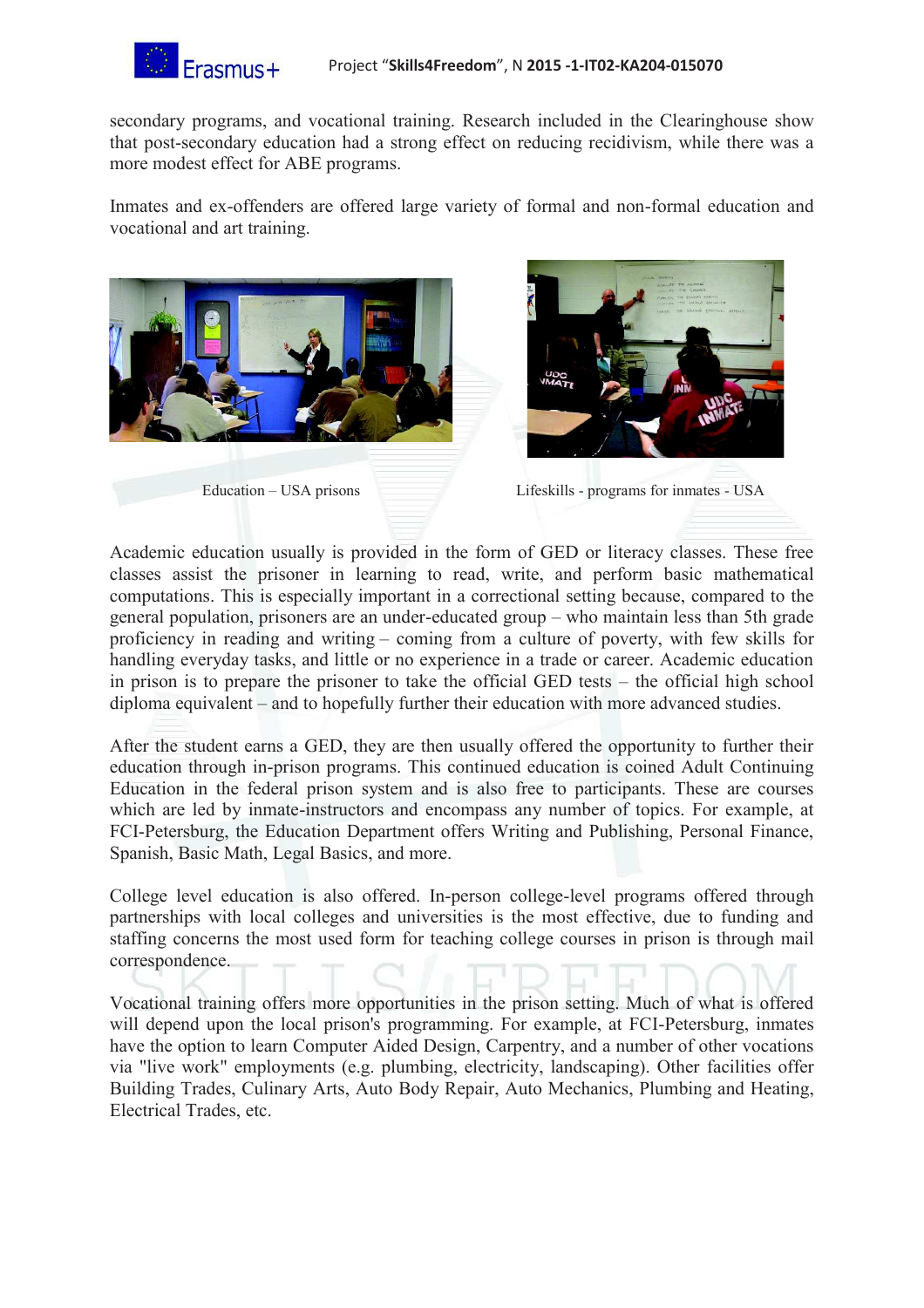secondary programs, and vocational training. Research included in the Clearinghouse show that post-secondary education had a strong effect on reducing recidivism, while there was a more modest effect for ABE programs.

Inmates and ex-offenders are offered large variety of formal and non-formal education and vocational and art training.

Education – USA prisons

Lifeskills - programs for inmates - USA

Academic education usually is provided in the form of GED or literacy classes. These free classes assist the prisoner in learning to read, write, and perform basic mathematical computations. This is especially important in a correctional setting because, compared to the general population, prisoners are an under-educated group – who maintain less than 5th grade proficiency in reading and writing – coming from a culture of poverty, with few skills for handling everyday tasks, and little or no experience in a trade or career. Academic education in prison is to prepare the prisoner to take the official GED tests – the official high school diploma equivalent – and to hopefully further their education with more advanced studies.

After the student earns a GED, they are then usually offered the opportunity to further their education through in-prison programs. This continued education is coined Adult Continuing Education in the federal prison system and is also free to participants. These are courses which are led by inmate-instructors and encompass any number of topics. For example, at FCI-Petersburg, the Education Department offers Writing and Publishing, Personal Finance, Spanish, Basic Math, Legal Basics, and more.

College level education is also offered. In-person college-level programs offered through partnerships with local colleges and universities is the most effective, due to funding and staffing concerns the most used form for teaching college courses in prison is through mail correspondence.

Vocational training offers more opportunities in the prison setting. Much of what is offered will depend upon the local prison's programming. For example, at FCI-Petersburg, inmates have the option to learn Computer Aided Design, Carpentry, and a number of other vocations via "live work" employments (e.g. plumbing, electricity, landscaping). Other facilities offer Building Trades, Culinary Arts, Auto Body Repair, Auto Mechanics, Plumbing and Heating, Electrical Trades, etc.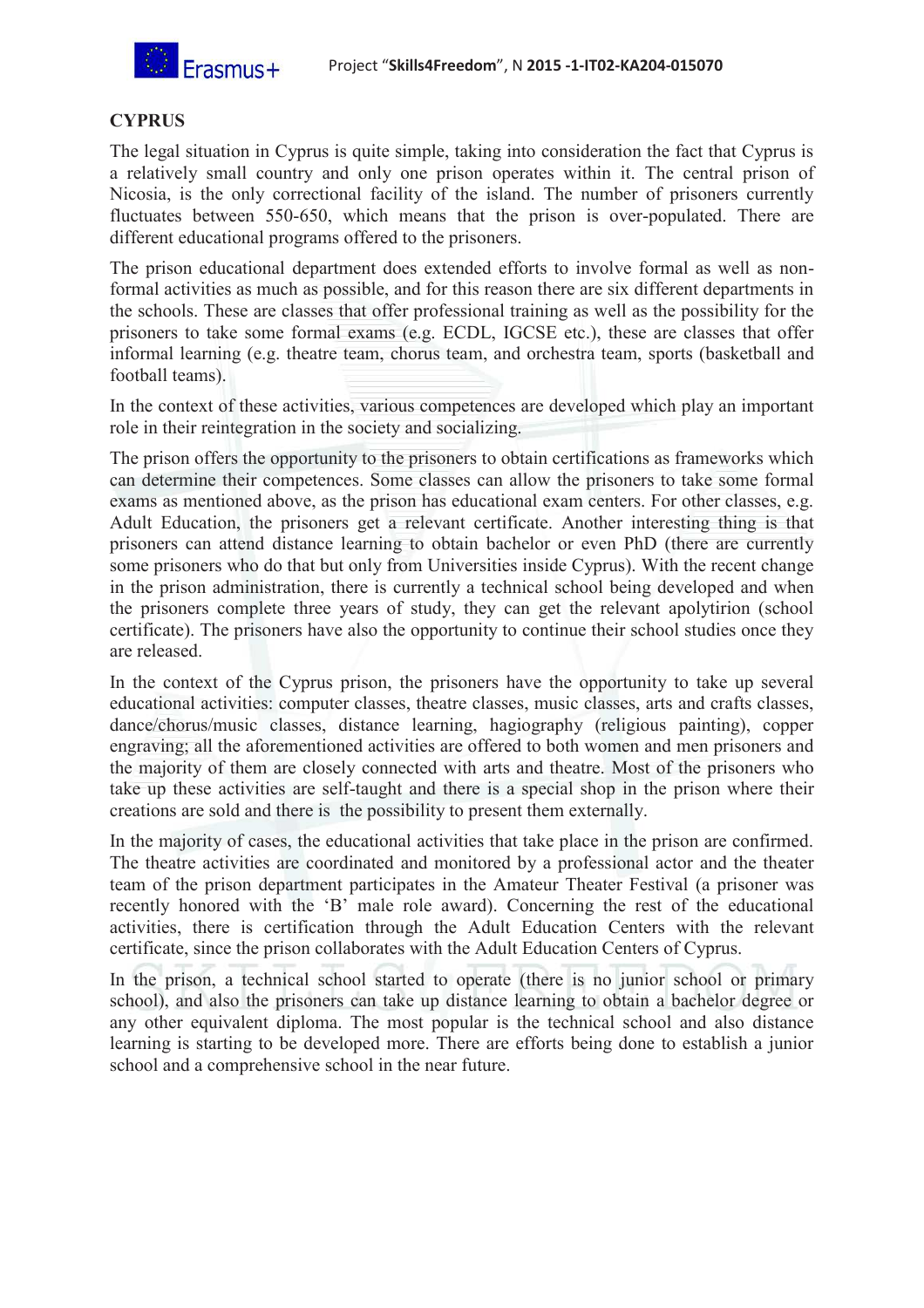## CYPRUS

The legal situation in Cyprus is quite simple, taking into consideration the fact that Cyprus is a relatively small country and only one prison operates within it. The central prison of Nicosia, is the only correctional facility of the island. The number of prisoners currently fluctuates between 550-650, which means that the prison is over-populated. There are different educational programs offered to the prisoners.

The prison educational department does extended efforts to involve formal as well as non-formal activities as much as possible, and for this reason there are six different departments in the schools. These are classes that offer professional training as well as the possibility for the prisoners to take some formal exams (e.g. ECDL, IGCSE etc.), these are classes that offer informal learning (e.g. theatre team, chorus team, and orchestra team, sports (basketball and football teams).

In the context of these activities, various competences are developed which play an important role in their reintegration in the society and socializing.

The prison offers the opportunity to the prisoners to obtain certifications as frameworks which can determine their competences. Some classes can allow the prisoners to take some formal exams as mentioned above, as the prison has educational exam centers. For other classes, e.g. Adult Education, the prisoners get a relevant certificate. Another interesting thing is that prisoners can attend distance learning to obtain bachelor or even PhD (there are currently some prisoners who do that but only from Universities inside Cyprus). With the recent change in the prison administration, there is currently a technical school being developed and when the prisoners complete three years of study, they can get the relevant apolytirion (school certificate). The prisoners have also the opportunity to continue their school studies once they are released.

In the context of the Cyprus prison, the prisoners have the opportunity to take up several educational activities: computer classes, theatre classes, music classes, arts and crafts classes, dance/chorus/music classes, distance learning, hagiography (religious painting), copper engraving; all the aforementioned activities are offered to both women and men prisoners and the majority of them are closely connected with arts and theatre. Most of the prisoners who take up these activities are self-taught and there is a special shop in the prison where their creations are sold and there is the possibility to present them externally.

In the majority of cases, the educational activities that take place in the prison are confirmed. The theatre activities are coordinated and monitored by a professional actor and the theater team of the prison department participates in the Amateur Theater Festival (a prisoner was recently honored with the 'B' male role award). Concerning the rest of the educational activities, there is certification through the Adult Education Centers with the relevant certificate, since the prison collaborates with the Adult Education Centers of Cyprus.

In the prison, a technical school started to operate (there is no junior school or primary school), and also the prisoners can take up distance learning to obtain a bachelor degree or any other equivalent diploma. The most popular is the technical school and also distance learning is starting to be developed more. There are efforts being done to establish a junior school and a comprehensive school in the near future.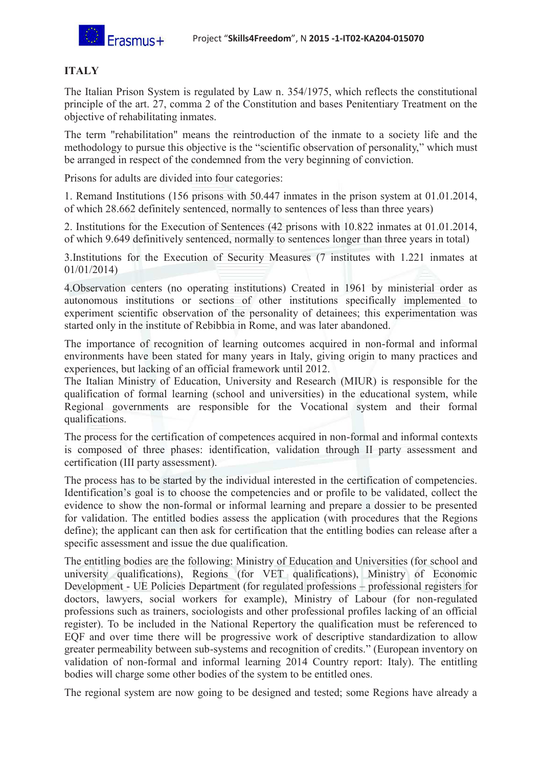# ITALY

The Italian Prison System is regulated by Law n. 354/1975, which reflects the constitutional principle of the art. 27, comma 2 of the Constitution and bases Penitentiary Treatment on the objective of rehabilitating inmates.

The term "rehabilitation" means the reintroduction of the inmate to a society life and the methodology to pursue this objective is the "scientific observation of personality," which must be arranged in respect of the condemned from the very beginning of conviction.

Prisons for adults are divided into four categories:

1. Remand Institutions (156 prisons with 50.447 inmates in the prison system at 01.01.2014, of which 28.662 definitely sentenced, normally to sentences of less than three years)

2. Institutions for the Execution of Sentences (42 prisons with 10.822 inmates at 01.01.2014, of which 9.649 definitively sentenced, normally to sentences longer than three years in total)

3. Institutions for the Execution of Security Measures (7 institutes with 1.221 inmates at 01/01/2014)

4. Observation centers (no operating institutions) Created in 1961 by ministerial order as autonomous institutions or sections of other institutions specifically implemented to experiment scientific observation of the personality of detainees; this experimentation was started only in the institute of Rebibbia in Rome, and was later abandoned.

The importance of recognition of learning outcomes acquired in non-formal and informal environments have been stated for many years in Italy, giving origin to many practices and experiences, but lacking of an official framework until 2012.
The Italian Ministry of Education, University and Research (MIUR) is responsible for the qualification of formal learning (school and universities) in the educational system, while Regional governments are responsible for the Vocational system and their formal qualifications.

The process for the certification of competences acquired in non-formal and informal contexts is composed of three phases: identification, validation through II party assessment and certification (III party assessment).

The process has to be started by the individual interested in the certification of competencies. Identification's goal is to choose the competencies and or profile to be validated, collect the evidence to show the non-formal or informal learning and prepare a dossier to be presented for validation. The entitled bodies assess the application (with procedures that the Regions define); the applicant can then ask for certification that the entitling bodies can release after a specific assessment and issue the due qualification.

The entitling bodies are the following: Ministry of Education and Universities (for school and university qualifications), Regions (for VET qualifications), Ministry of Economic Development - UE Policies Department (for regulated professions – professional registers for doctors, lawyers, social workers for example), Ministry of Labour (for non-regulated professions such as trainers, sociologists and other professional profiles lacking of an official register). To be included in the National Repertory the qualification must be referenced to EQF and over time there will be progressive work of descriptive standardization to allow greater permeability between sub-systems and recognition of credits." (European inventory on validation of non-formal and informal learning 2014 Country report: Italy). The entitling bodies will charge some other bodies of the system to be entitled ones.

The regional system are now going to be designed and tested; some Regions have already a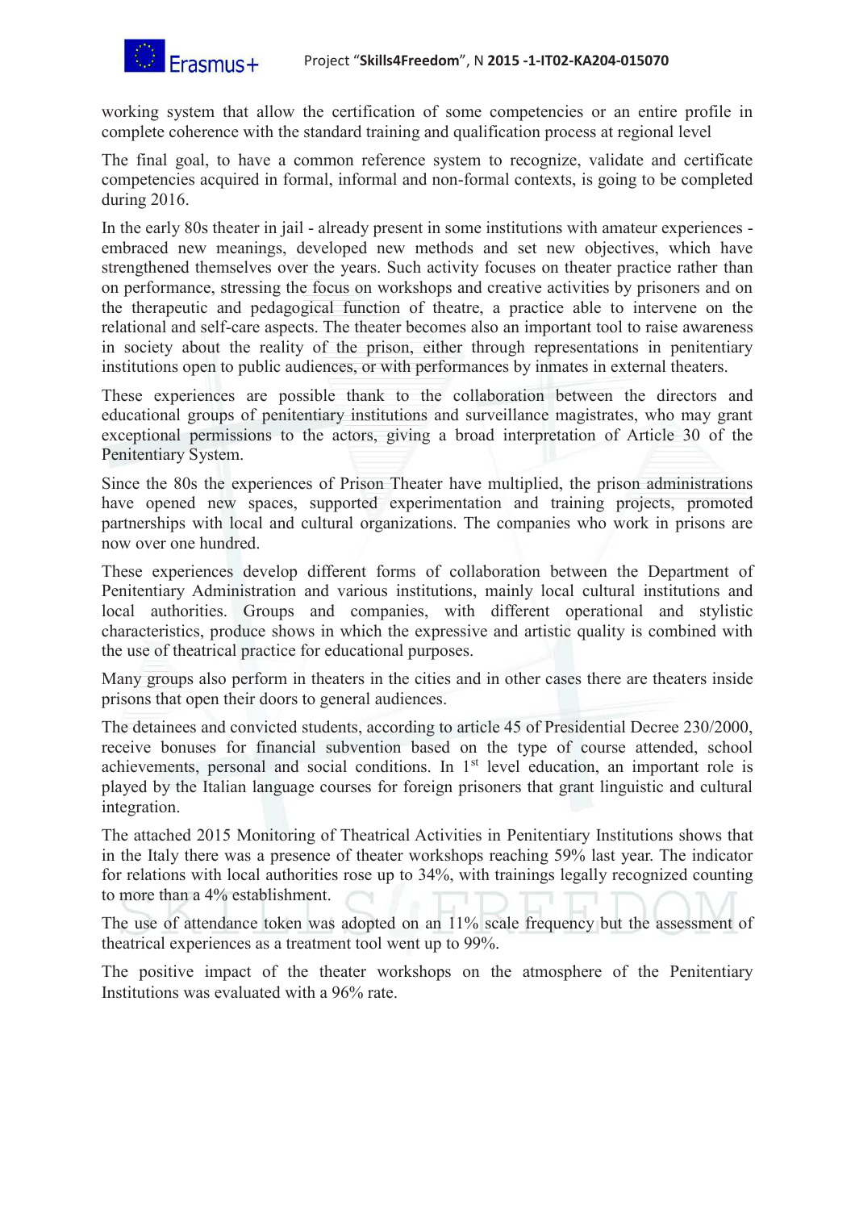working system that allow the certification of some competencies or an entire profile in complete coherence with the standard training and qualification process at regional level

The final goal, to have a common reference system to recognize, validate and certificate competencies acquired in formal, informal and non-formal contexts, is going to be completed during 2016.

In the early 80s theater in jail - already present in some institutions with amateur experiences - embraced new meanings, developed new methods and set new objectives, which have strengthened themselves over the years. Such activity focuses on theater practice rather than on performance, stressing the focus on workshops and creative activities by prisoners and on the therapeutic and pedagogical function of theatre, a practice able to intervene on the relational and self-care aspects. The theater becomes also an important tool to raise awareness in society about the reality of the prison, either through representations in penitentiary institutions open to public audiences, or with performances by inmates in external theaters.

These experiences are possible thank to the collaboration between the directors and educational groups of penitentiary institutions and surveillance magistrates, who may grant exceptional permissions to the actors, giving a broad interpretation of Article 30 of the Penitentiary System.

Since the 80s the experiences of Prison Theater have multiplied, the prison administrations have opened new spaces, supported experimentation and training projects, promoted partnerships with local and cultural organizations. The companies who work in prisons are now over one hundred.

These experiences develop different forms of collaboration between the Department of Penitentiary Administration and various institutions, mainly local cultural institutions and local authorities. Groups and companies, with different operational and stylistic characteristics, produce shows in which the expressive and artistic quality is combined with the use of theatrical practice for educational purposes.

Many groups also perform in theaters in the cities and in other cases there are theaters inside prisons that open their doors to general audiences.

The detainees and convicted students, according to article 45 of Presidential Decree 230/2000, receive bonuses for financial subvention based on the type of course attended, school achievements, personal and social conditions. In 1st level education, an important role is played by the Italian language courses for foreign prisoners that grant linguistic and cultural integration.

The attached 2015 Monitoring of Theatrical Activities in Penitentiary Institutions shows that in the Italy there was a presence of theater workshops reaching 59% last year. The indicator for relations with local authorities rose up to 34%, with trainings legally recognized counting to more than a 4% establishment.

The use of attendance token was adopted on an 11% scale frequency but the assessment of theatrical experiences as a treatment tool went up to 99%.

The positive impact of the theater workshops on the atmosphere of the Penitentiary Institutions was evaluated with a 96% rate.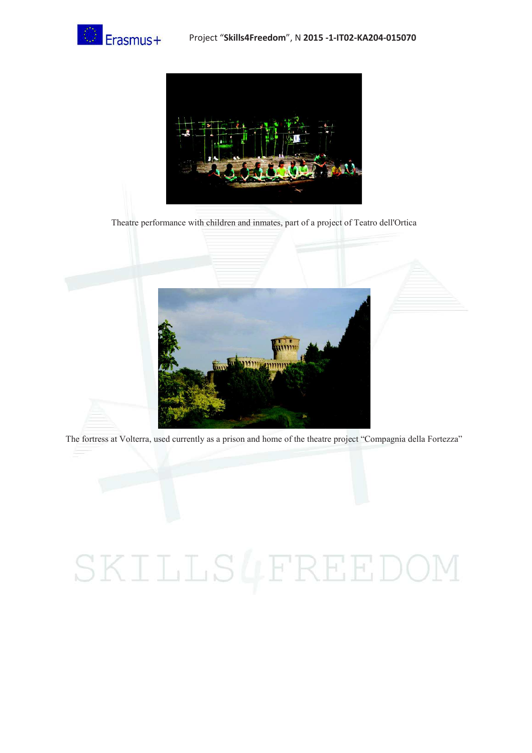Theatre performance with children and inmates, part of a project of Teatro dell'Ortica

The fortress at Volterra, used currently as a prison and home of the theatre project "Compagnia della Fortezza"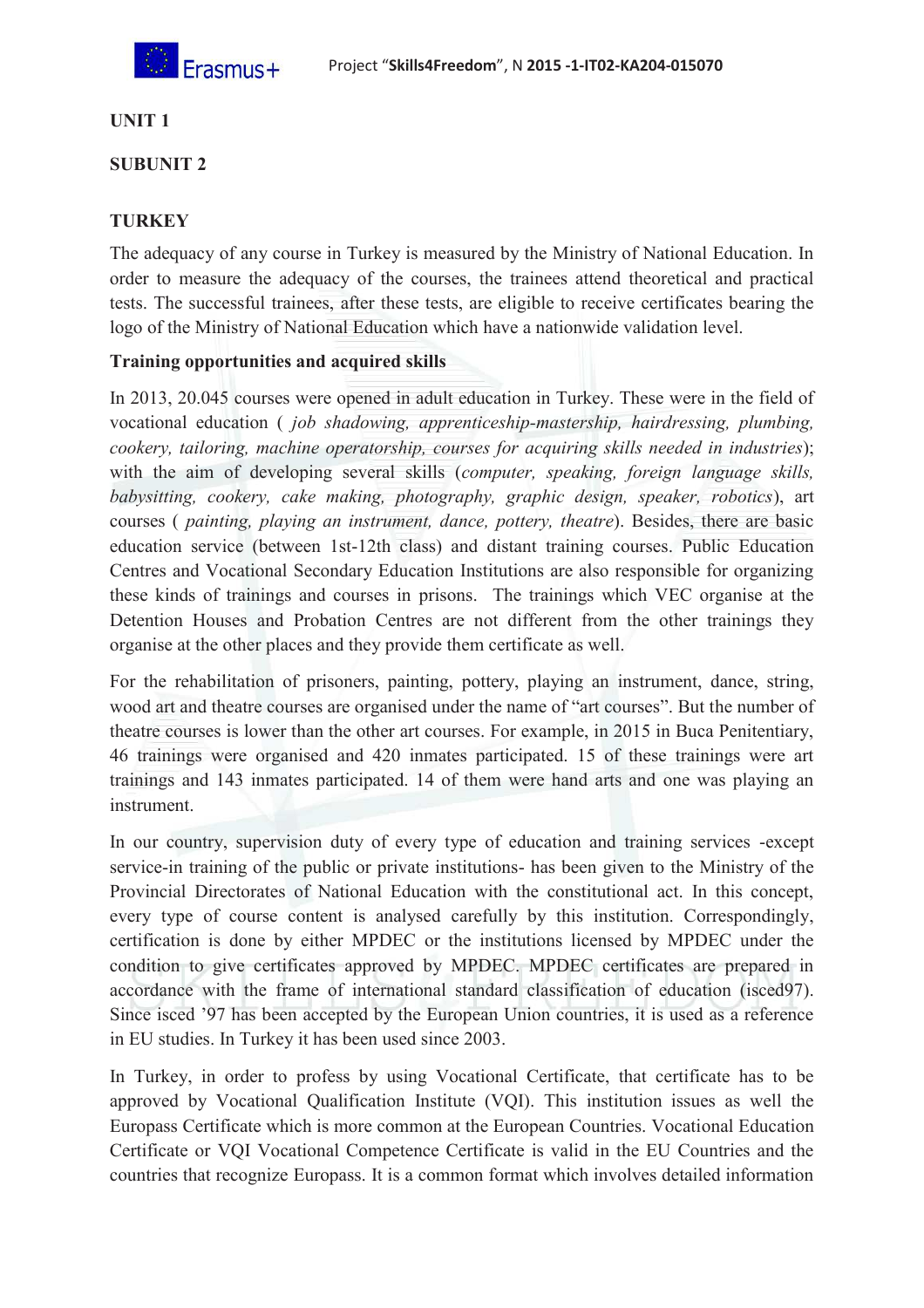**UNIT 1**

**SUBUNIT 2**

**TURKEY**

The adequacy of any course in Turkey is measured by the Ministry of National Education. In order to measure the adequacy of the courses, the trainees attend theoretical and practical tests. The successful trainees, after these tests, are eligible to receive certificates bearing the logo of the Ministry of National Education which have a nationwide validation level.

**Training opportunities and acquired skills**

In 2013, 20.045 courses were opened in adult education in Turkey. These were in the field of vocational education ( *job shadowing, apprenticeship-mastership, hairdressing, plumbing, cookery, tailoring, machine operatorship, courses for acquiring skills needed in industries*); with the aim of developing several skills (*computer, speaking, foreign language skills, babysitting, cookery, cake making, photography, graphic design, speaker, robotics*), art courses ( *painting, playing an instrument, dance, pottery, theatre*). Besides, there are basic education service (between 1st-12th class) and distant training courses. Public Education Centres and Vocational Secondary Education Institutions are also responsible for organizing these kinds of trainings and courses in prisons. The trainings which VEC organise at the Detention Houses and Probation Centres are not different from the other trainings they organise at the other places and they provide them certificate as well.

For the rehabilitation of prisoners, painting, pottery, playing an instrument, dance, string, wood art and theatre courses are organised under the name of "art courses". But the number of theatre courses is lower than the other art courses. For example, in 2015 in Buca Penitentiary, 46 trainings were organised and 420 inmates participated. 15 of these trainings were art trainings and 143 inmates participated. 14 of them were hand arts and one was playing an instrument.

In our country, supervision duty of every type of education and training services -except service-in training of the public or private institutions- has been given to the Ministry of the Provincial Directorates of National Education with the constitutional act. In this concept, every type of course content is analysed carefully by this institution. Correspondingly, certification is done by either MPDEC or the institutions licensed by MPDEC under the condition to give certificates approved by MPDEC. MPDEC certificates are prepared in accordance with the frame of international standard classification of education (isced97). Since isced '97 has been accepted by the European Union countries, it is used as a reference in EU studies. In Turkey it has been used since 2003.

In Turkey, in order to profess by using Vocational Certificate, that certificate has to be approved by Vocational Qualification Institute (VQI). This institution issues as well the Europass Certificate which is more common at the European Countries. Vocational Education Certificate or VQI Vocational Competence Certificate is valid in the EU Countries and the countries that recognize Europass. It is a common format which involves detailed information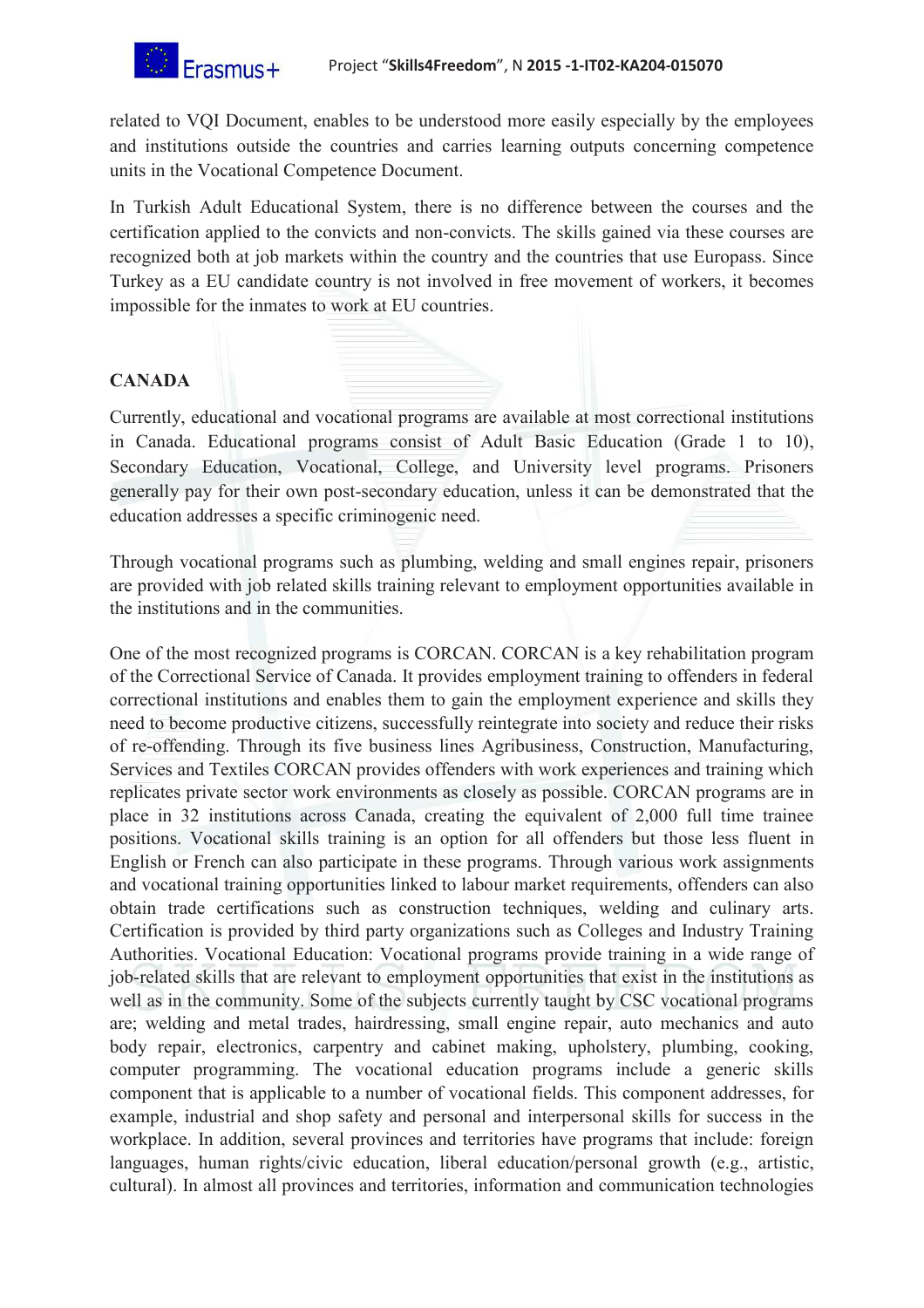related to VQI Document, enables to be understood more easily especially by the employees and institutions outside the countries and carries learning outputs concerning competence units in the Vocational Competence Document.

In Turkish Adult Educational System, there is no difference between the courses and the certification applied to the convicts and non-convicts. The skills gained via these courses are recognized both at job markets within the country and the countries that use Europass. Since Turkey as a EU candidate country is not involved in free movement of workers, it becomes impossible for the inmates to work at EU countries.

## CANADA

Currently, educational and vocational programs are available at most correctional institutions in Canada. Educational programs consist of Adult Basic Education (Grade 1 to 10), Secondary Education, Vocational, College, and University level programs. Prisoners generally pay for their own post-secondary education, unless it can be demonstrated that the education addresses a specific criminogenic need.

Through vocational programs such as plumbing, welding and small engines repair, prisoners are provided with job related skills training relevant to employment opportunities available in the institutions and in the communities.

One of the most recognized programs is CORCAN. CORCAN is a key rehabilitation program of the Correctional Service of Canada. It provides employment training to offenders in federal correctional institutions and enables them to gain the employment experience and skills they need to become productive citizens, successfully reintegrate into society and reduce their risks of re-offending. Through its five business lines Agribusiness, Construction, Manufacturing, Services and Textiles CORCAN provides offenders with work experiences and training which replicates private sector work environments as closely as possible. CORCAN programs are in place in 32 institutions across Canada, creating the equivalent of 2,000 full time trainee positions. Vocational skills training is an option for all offenders but those less fluent in English or French can also participate in these programs. Through various work assignments and vocational training opportunities linked to labour market requirements, offenders can also obtain trade certifications such as construction techniques, welding and culinary arts. Certification is provided by third party organizations such as Colleges and Industry Training Authorities. Vocational Education: Vocational programs provide training in a wide range of job-related skills that are relevant to employment opportunities that exist in the institutions as well as in the community. Some of the subjects currently taught by CSC vocational programs are; welding and metal trades, hairdressing, small engine repair, auto mechanics and auto body repair, electronics, carpentry and cabinet making, upholstery, plumbing, cooking, computer programming. The vocational education programs include a generic skills component that is applicable to a number of vocational fields. This component addresses, for example, industrial and shop safety and personal and interpersonal skills for success in the workplace. In addition, several provinces and territories have programs that include: foreign languages, human rights/civic education, liberal education/personal growth (e.g., artistic, cultural). In almost all provinces and territories, information and communication technologies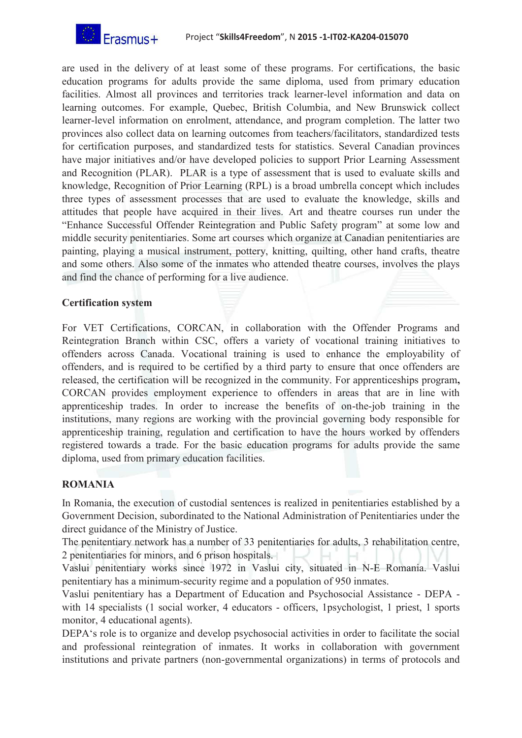are used in the delivery of at least some of these programs. For certifications, the basic education programs for adults provide the same diploma, used from primary education facilities. Almost all provinces and territories track learner-level information and data on learning outcomes. For example, Quebec, British Columbia, and New Brunswick collect learner-level information on enrolment, attendance, and program completion. The latter two provinces also collect data on learning outcomes from teachers/facilitators, standardized tests for certification purposes, and standardized tests for statistics. Several Canadian provinces have major initiatives and/or have developed policies to support Prior Learning Assessment and Recognition (PLAR). PLAR is a type of assessment that is used to evaluate skills and knowledge, Recognition of Prior Learning (RPL) is a broad umbrella concept which includes three types of assessment processes that are used to evaluate the knowledge, skills and attitudes that people have acquired in their lives. Art and theatre courses run under the "Enhance Successful Offender Reintegration and Public Safety program" at some low and middle security penitentiaries. Some art courses which organize at Canadian penitentiaries are painting, playing a musical instrument, pottery, knitting, quilting, other hand crafts, theatre and some others. Also some of the inmates who attended theatre courses, involves the plays and find the chance of performing for a live audience.

**Certification system**

For VET Certifications, CORCAN, in collaboration with the Offender Programs and Reintegration Branch within CSC, offers a variety of vocational training initiatives to offenders across Canada. Vocational training is used to enhance the employability of offenders, and is required to be certified by a third party to ensure that once offenders are released, the certification will be recognized in the community. For apprenticeships program**,** CORCAN provides employment experience to offenders in areas that are in line with apprenticeship trades. In order to increase the benefits of on-the-job training in the institutions, many regions are working with the provincial governing body responsible for apprenticeship training, regulation and certification to have the hours worked by offenders registered towards a trade. For the basic education programs for adults provide the same diploma, used from primary education facilities.

**ROMANIA**

In Romania, the execution of custodial sentences is realized in penitentiaries established by a Government Decision, subordinated to the National Administration of Penitentiaries under the direct guidance of the Ministry of Justice.

The penitentiary network has a number of 33 penitentiaries for adults, 3 rehabilitation centre, 2 penitentiaries for minors, and 6 prison hospitals.

Vaslui penitentiary works since 1972 in Vaslui city, situated in N-E Romania. Vaslui penitentiary has a minimum-security regime and a population of 950 inmates.

Vaslui penitentiary has a Department of Education and Psychosocial Assistance - DEPA - with 14 specialists (1 social worker, 4 educators - officers, 1psychologist, 1 priest, 1 sports monitor, 4 educational agents).

DEPA's role is to organize and develop psychosocial activities in order to facilitate the social and professional reintegration of inmates. It works in collaboration with government institutions and private partners (non-governmental organizations) in terms of protocols and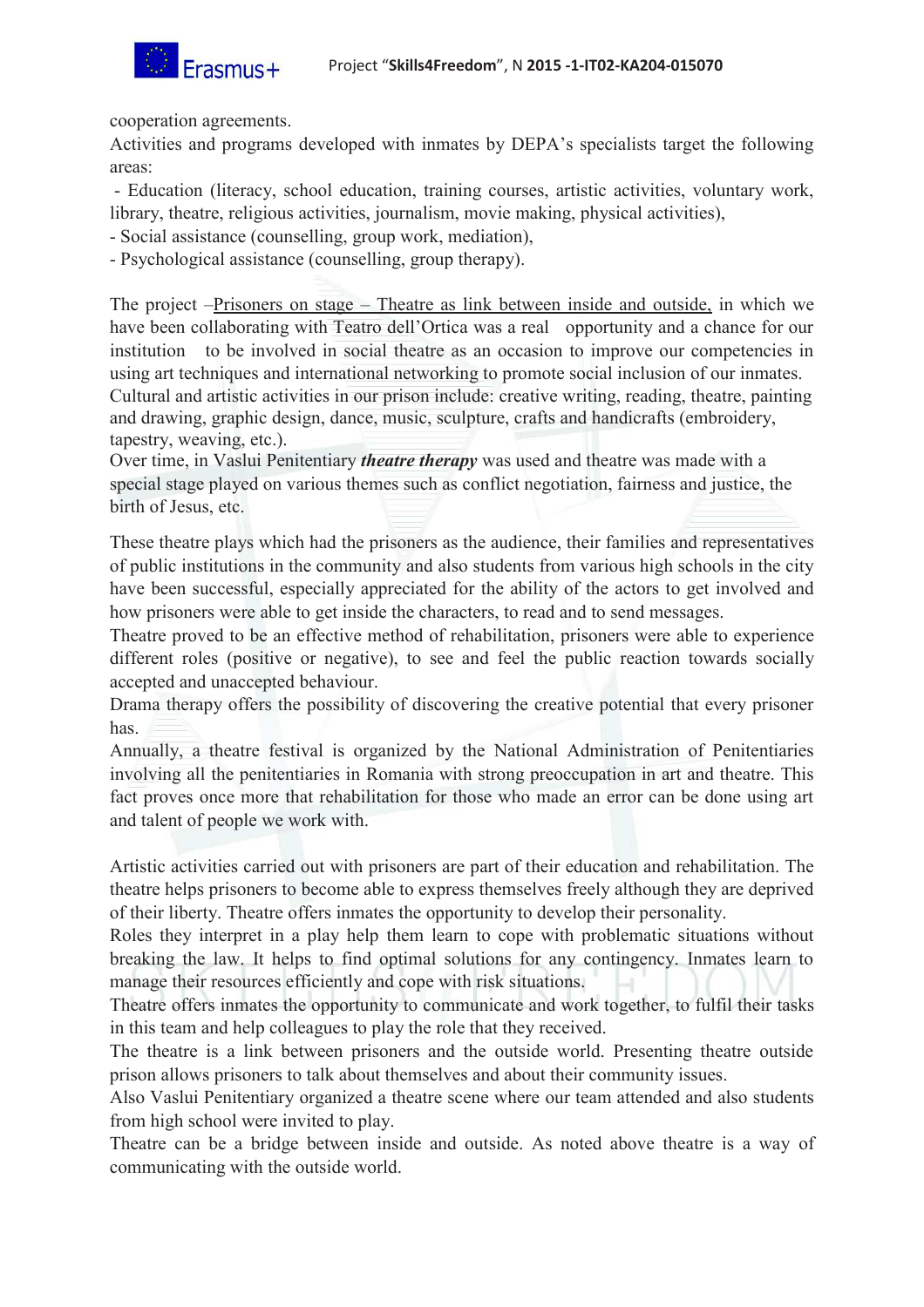cooperation agreements.

Activities and programs developed with inmates by DEPA's specialists target the following areas:

- Education (literacy, school education, training courses, artistic activities, voluntary work, library, theatre, religious activities, journalism, movie making, physical activities),
- Social assistance (counselling, group work, mediation),
- Psychological assistance (counselling, group therapy).

The project –Prisoners on stage – Theatre as link between inside and outside, in which we have been collaborating with Teatro dell'Ortica was a real opportunity and a chance for our institution to be involved in social theatre as an occasion to improve our competencies in using art techniques and international networking to promote social inclusion of our inmates.

Cultural and artistic activities in our prison include: creative writing, reading, theatre, painting and drawing, graphic design, dance, music, sculpture, crafts and handicrafts (embroidery, tapestry, weaving, etc.).

Over time, in Vaslui Penitentiary ***theatre therapy*** was used and theatre was made with a special stage played on various themes such as conflict negotiation, fairness and justice, the birth of Jesus, etc.

These theatre plays which had the prisoners as the audience, their families and representatives of public institutions in the community and also students from various high schools in the city have been successful, especially appreciated for the ability of the actors to get involved and how prisoners were able to get inside the characters, to read and to send messages.

Theatre proved to be an effective method of rehabilitation, prisoners were able to experience different roles (positive or negative), to see and feel the public reaction towards socially accepted and unaccepted behaviour.

Drama therapy offers the possibility of discovering the creative potential that every prisoner has.

Annually, a theatre festival is organized by the National Administration of Penitentiaries involving all the penitentiaries in Romania with strong preoccupation in art and theatre. This fact proves once more that rehabilitation for those who made an error can be done using art and talent of people we work with.

Artistic activities carried out with prisoners are part of their education and rehabilitation. The theatre helps prisoners to become able to express themselves freely although they are deprived of their liberty. Theatre offers inmates the opportunity to develop their personality.

Roles they interpret in a play help them learn to cope with problematic situations without breaking the law. It helps to find optimal solutions for any contingency. Inmates learn to manage their resources efficiently and cope with risk situations.

Theatre offers inmates the opportunity to communicate and work together, to fulfil their tasks in this team and help colleagues to play the role that they received.

The theatre is a link between prisoners and the outside world. Presenting theatre outside prison allows prisoners to talk about themselves and about their community issues.

Also Vaslui Penitentiary organized a theatre scene where our team attended and also students from high school were invited to play.

Theatre can be a bridge between inside and outside. As noted above theatre is a way of communicating with the outside world.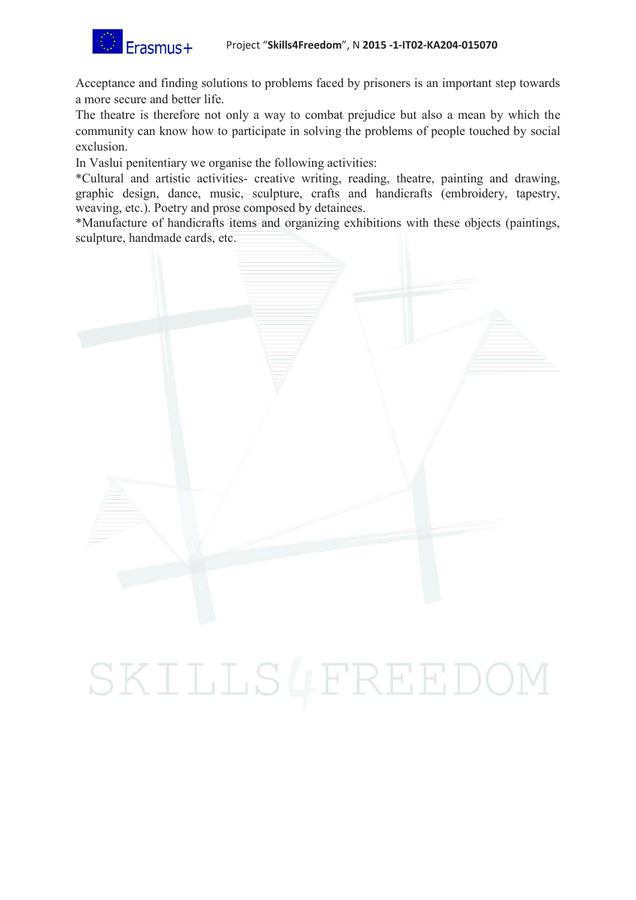Acceptance and finding solutions to problems faced by prisoners is an important step towards a more secure and better life.

The theatre is therefore not only a way to combat prejudice but also a mean by which the community can know how to participate in solving the problems of people touched by social exclusion.

In Vaslui penitentiary we organise the following activities:

*Cultural and artistic activities- creative writing, reading, theatre, painting and drawing, graphic design, dance, music, sculpture, crafts and handicrafts (embroidery, tapestry, weaving, etc.). Poetry and prose composed by detainees.

*Manufacture of handicrafts items and organizing exhibitions with these objects (paintings, sculpture, handmade cards, etc.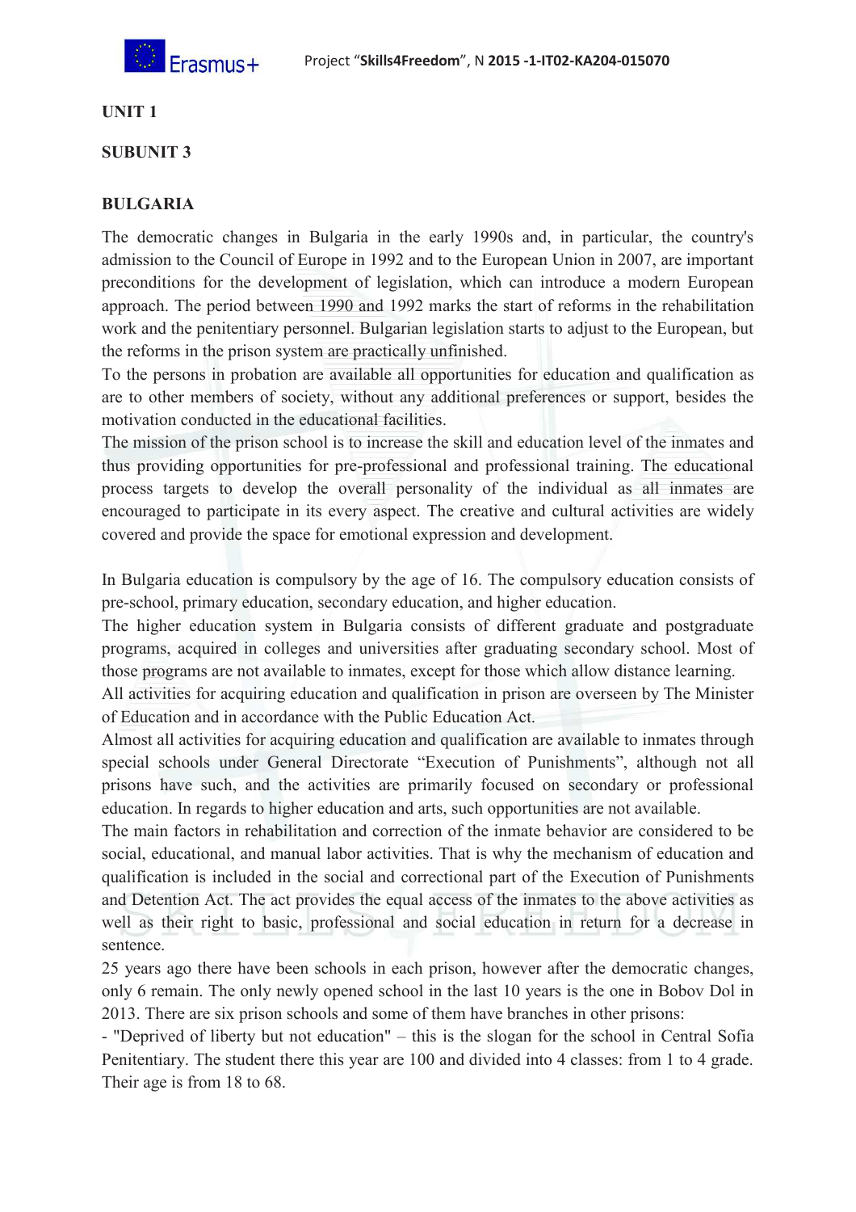**UNIT 1**

**SUBUNIT 3**

**BULGARIA**

The democratic changes in Bulgaria in the early 1990s and, in particular, the country's admission to the Council of Europe in 1992 and to the European Union in 2007, are important preconditions for the development of legislation, which can introduce a modern European approach. The period between 1990 and 1992 marks the start of reforms in the rehabilitation work and the penitentiary personnel. Bulgarian legislation starts to adjust to the European, but the reforms in the prison system are practically unfinished.

To the persons in probation are available all opportunities for education and qualification as are to other members of society, without any additional preferences or support, besides the motivation conducted in the educational facilities.

The mission of the prison school is to increase the skill and education level of the inmates and thus providing opportunities for pre-professional and professional training. The educational process targets to develop the overall personality of the individual as all inmates are encouraged to participate in its every aspect. The creative and cultural activities are widely covered and provide the space for emotional expression and development.

In Bulgaria education is compulsory by the age of 16. The compulsory education consists of pre-school, primary education, secondary education, and higher education.

The higher education system in Bulgaria consists of different graduate and postgraduate programs, acquired in colleges and universities after graduating secondary school. Most of those programs are not available to inmates, except for those which allow distance learning.

All activities for acquiring education and qualification in prison are overseen by The Minister of Education and in accordance with the Public Education Act.

Almost all activities for acquiring education and qualification are available to inmates through special schools under General Directorate "Execution of Punishments", although not all prisons have such, and the activities are primarily focused on secondary or professional education. In regards to higher education and arts, such opportunities are not available.

The main factors in rehabilitation and correction of the inmate behavior are considered to be social, educational, and manual labor activities. That is why the mechanism of education and qualification is included in the social and correctional part of the Execution of Punishments and Detention Act. The act provides the equal access of the inmates to the above activities as well as their right to basic, professional and social education in return for a decrease in sentence.

25 years ago there have been schools in each prison, however after the democratic changes, only 6 remain. The only newly opened school in the last 10 years is the one in Bobov Dol in 2013. There are six prison schools and some of them have branches in other prisons:

- "Deprived of liberty but not education" – this is the slogan for the school in Central Sofia Penitentiary. The student there this year are 100 and divided into 4 classes: from 1 to 4 grade. Their age is from 18 to 68.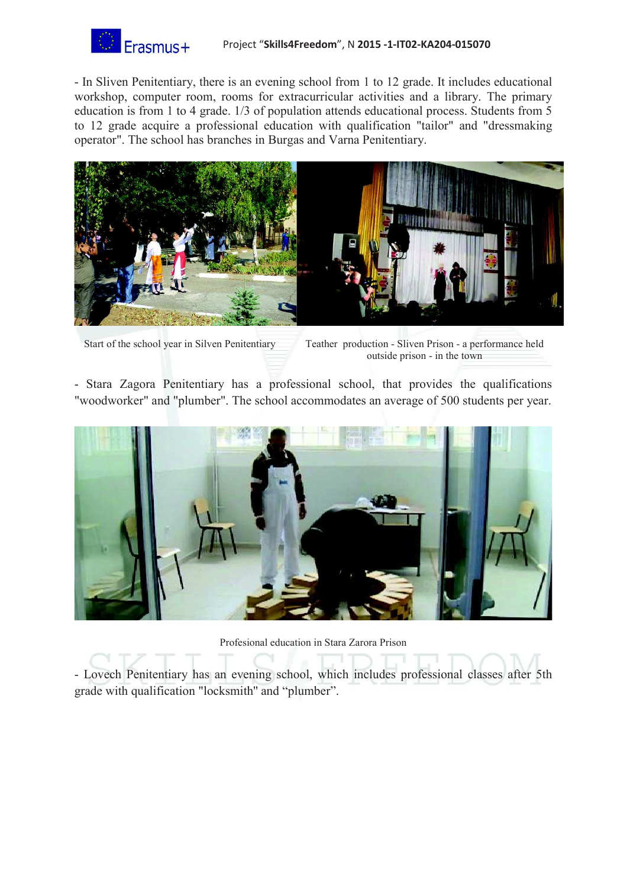- In Sliven Penitentiary, there is an evening school from 1 to 12 grade. It includes educational workshop, computer room, rooms for extracurricular activities and a library. The primary education is from 1 to 4 grade. 1/3 of population attends educational process. Students from 5 to 12 grade acquire a professional education with qualification "tailor" and "dressmaking operator". The school has branches in Burgas and Varna Penitentiary.

Start of the school year in Silven Penitentiary

Teather production - Sliven Prison - a performance held outside prison - in the town

- Stara Zagora Penitentiary has a professional school, that provides the qualifications "woodworker" and "plumber". The school accommodates an average of 500 students per year.

Profesional education in Stara Zarora Prison

- Lovech Penitentiary has an evening school, which includes professional classes after 5th grade with qualification "locksmith" and "plumber".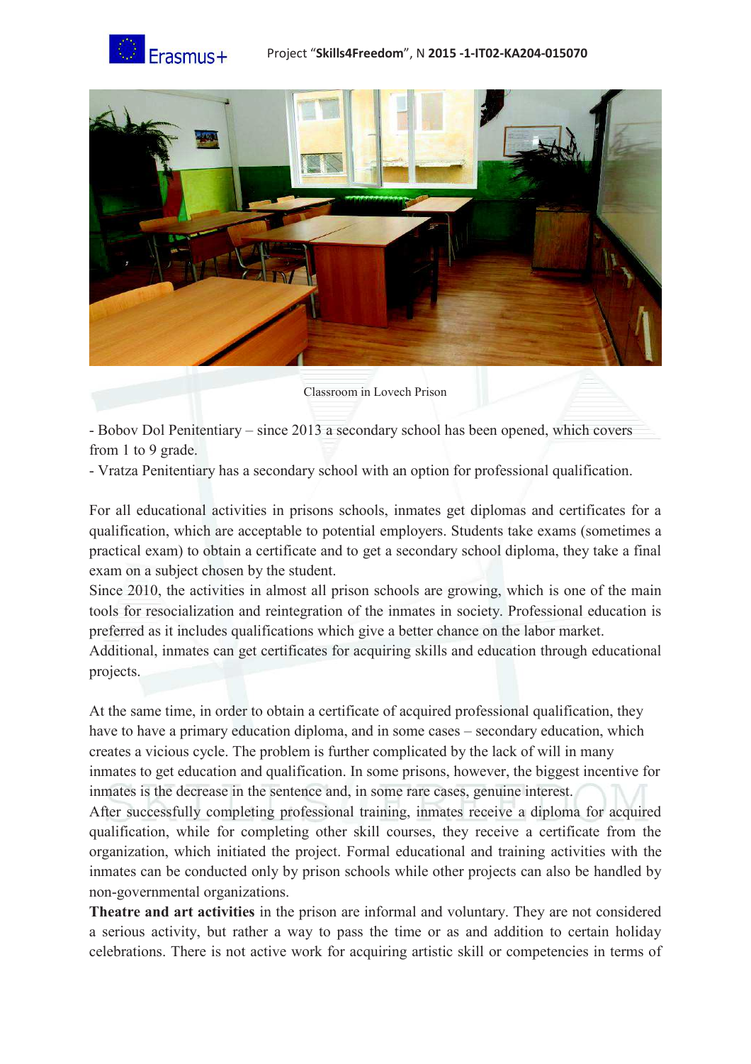Classroom in Lovech Prison

- Bobov Dol Penitentiary – since 2013 a secondary school has been opened, which covers from 1 to 9 grade.
- Vratza Penitentiary has a secondary school with an option for professional qualification.

For all educational activities in prisons schools, inmates get diplomas and certificates for a qualification, which are acceptable to potential employers. Students take exams (sometimes a practical exam) to obtain a certificate and to get a secondary school diploma, they take a final exam on a subject chosen by the student.

Since 2010, the activities in almost all prison schools are growing, which is one of the main tools for resocialization and reintegration of the inmates in society. Professional education is preferred as it includes qualifications which give a better chance on the labor market.

Additional, inmates can get certificates for acquiring skills and education through educational projects.

At the same time, in order to obtain a certificate of acquired professional qualification, they have to have a primary education diploma, and in some cases – secondary education, which creates a vicious cycle. The problem is further complicated by the lack of will in many inmates to get education and qualification. In some prisons, however, the biggest incentive for inmates is the decrease in the sentence and, in some rare cases, genuine interest.

After successfully completing professional training, inmates receive a diploma for acquired qualification, while for completing other skill courses, they receive a certificate from the organization, which initiated the project. Formal educational and training activities with the inmates can be conducted only by prison schools while other projects can also be handled by non-governmental organizations.

**Theatre and art activities** in the prison are informal and voluntary. They are not considered a serious activity, but rather a way to pass the time or as and addition to certain holiday celebrations. There is not active work for acquiring artistic skill or competencies in terms of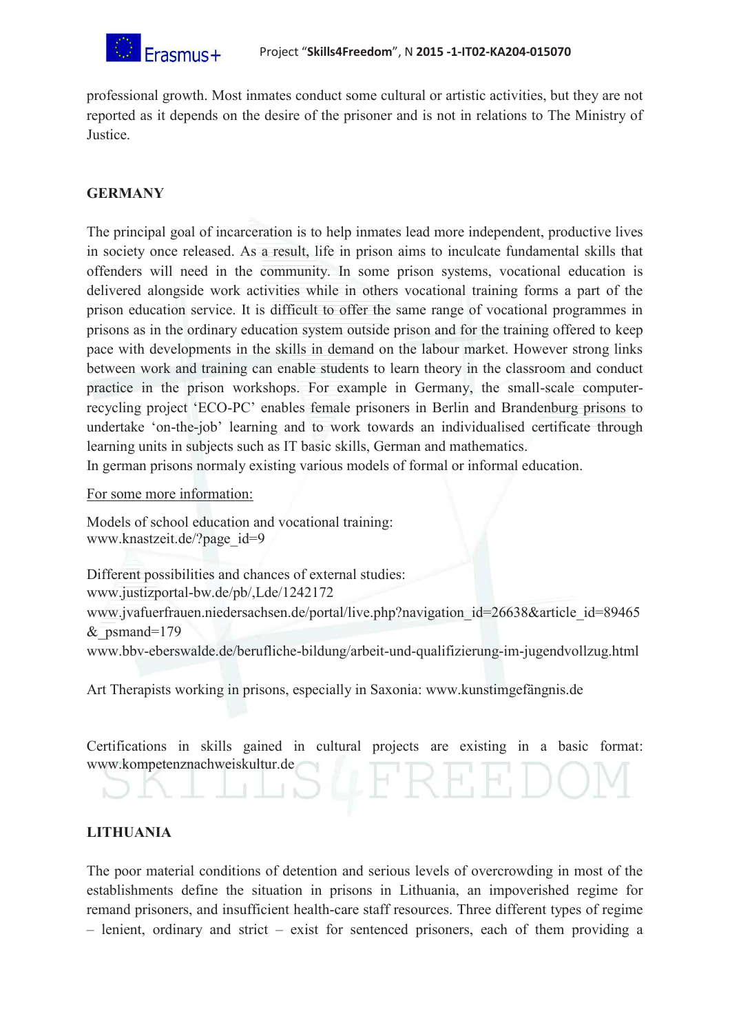professional growth. Most inmates conduct some cultural or artistic activities, but they are not reported as it depends on the desire of the prisoner and is not in relations to The Ministry of Justice.

## GERMANY

The principal goal of incarceration is to help inmates lead more independent, productive lives in society once released. As a result, life in prison aims to inculcate fundamental skills that offenders will need in the community. In some prison systems, vocational education is delivered alongside work activities while in others vocational training forms a part of the prison education service. It is difficult to offer the same range of vocational programmes in prisons as in the ordinary education system outside prison and for the training offered to keep pace with developments in the skills in demand on the labour market. However strong links between work and training can enable students to learn theory in the classroom and conduct practice in the prison workshops. For example in Germany, the small-scale computer-recycling project 'ECO-PC' enables female prisoners in Berlin and Brandenburg prisons to undertake 'on-the-job' learning and to work towards an individualised certificate through learning units in subjects such as IT basic skills, German and mathematics.
In german prisons normaly existing various models of formal or informal education.

For some more information:

Models of school education and vocational training:
www.knastzeit.de/?page_id=9

Different possibilities and chances of external studies:
www.justizportal-bw.de/pb/,Lde/1242172
www.jvafuerfrauen.niedersachsen.de/portal/live.php?navigation_id=26638&article_id=89465&_psmand=179
www.bbv-eberswalde.de/berufliche-bildung/arbeit-und-qualifizierung-im-jugendvollzug.html

Art Therapists working in prisons, especially in Saxonia: www.kunstimgefängnis.de

Certifications in skills gained in cultural projects are existing in a basic format: www.kompetenznachweiskultur.de

## LITHUANIA

The poor material conditions of detention and serious levels of overcrowding in most of the establishments define the situation in prisons in Lithuania, an impoverished regime for remand prisoners, and insufficient health-care staff resources. Three different types of regime – lenient, ordinary and strict – exist for sentenced prisoners, each of them providing a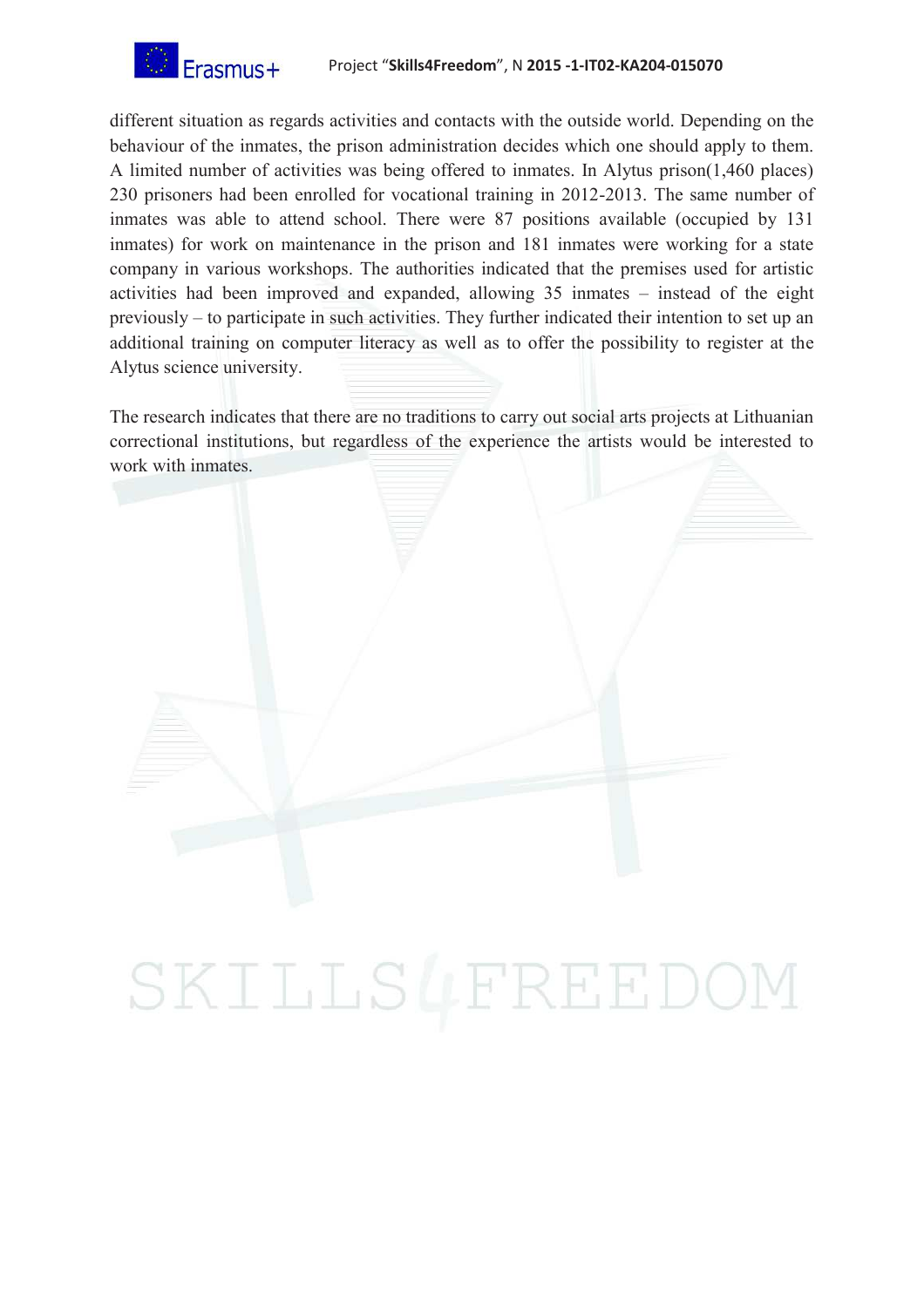different situation as regards activities and contacts with the outside world. Depending on the behaviour of the inmates, the prison administration decides which one should apply to them. A limited number of activities was being offered to inmates. In Alytus prison(1,460 places) 230 prisoners had been enrolled for vocational training in 2012-2013. The same number of inmates was able to attend school. There were 87 positions available (occupied by 131 inmates) for work on maintenance in the prison and 181 inmates were working for a state company in various workshops. The authorities indicated that the premises used for artistic activities had been improved and expanded, allowing 35 inmates – instead of the eight previously – to participate in such activities. They further indicated their intention to set up an additional training on computer literacy as well as to offer the possibility to register at the Alytus science university.

The research indicates that there are no traditions to carry out social arts projects at Lithuanian correctional institutions, but regardless of the experience the artists would be interested to work with inmates.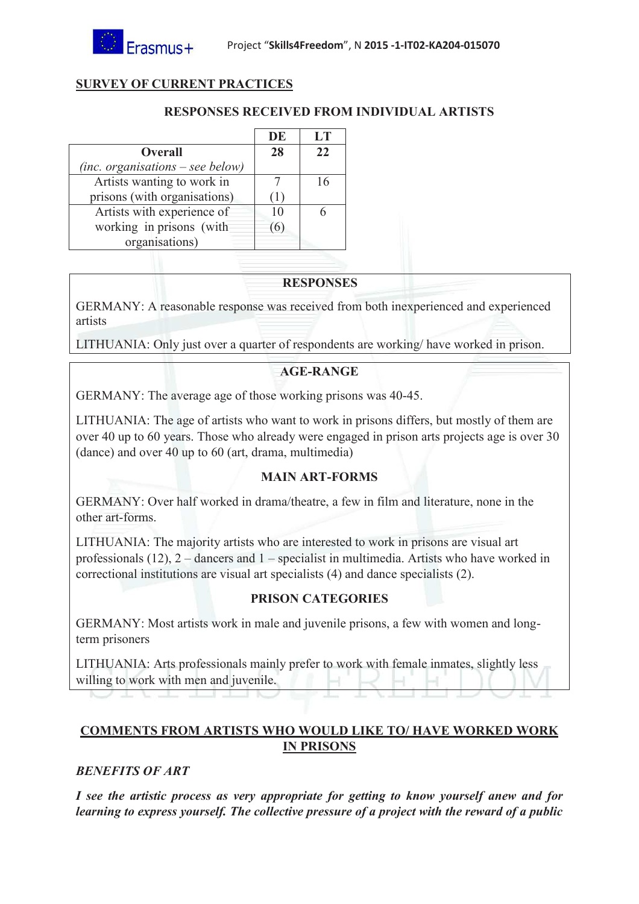## SURVEY OF CURRENT PRACTICES

### RESPONSES RECEIVED FROM INDIVIDUAL ARTISTS

| | DE | LT |
|---|---|---|
| **Overall** *(inc. organisations – see below)* | **28** | **22** |
| Artists wanting to work in prisons (with organisations) | 7 (1) | 16 |
| Artists with experience of working in prisons (with organisations) | 10 (6) | 6 |

**RESPONSES**

GERMANY: A reasonable response was received from both inexperienced and experienced artists

LITHUANIA: Only just over a quarter of respondents are working/ have worked in prison.

**AGE-RANGE**

GERMANY: The average age of those working prisons was 40-45.

LITHUANIA: The age of artists who want to work in prisons differs, but mostly of them are over 40 up to 60 years. Those who already were engaged in prison arts projects age is over 30 (dance) and over 40 up to 60 (art, drama, multimedia)

**MAIN ART-FORMS**

GERMANY: Over half worked in drama/theatre, a few in film and literature, none in the other art-forms.

LITHUANIA: The majority artists who are interested to work in prisons are visual art professionals (12), 2 – dancers and 1 – specialist in multimedia. Artists who have worked in correctional institutions are visual art specialists (4) and dance specialists (2).

**PRISON CATEGORIES**

GERMANY: Most artists work in male and juvenile prisons, a few with women and long-term prisoners

LITHUANIA: Arts professionals mainly prefer to work with female inmates, slightly less willing to work with men and juvenile.

## COMMENTS FROM ARTISTS WHO WOULD LIKE TO/ HAVE WORKED WORK IN PRISONS

***BENEFITS OF ART***

***I see the artistic process as very appropriate for getting to know yourself anew and for learning to express yourself. The collective pressure of a project with the reward of a public***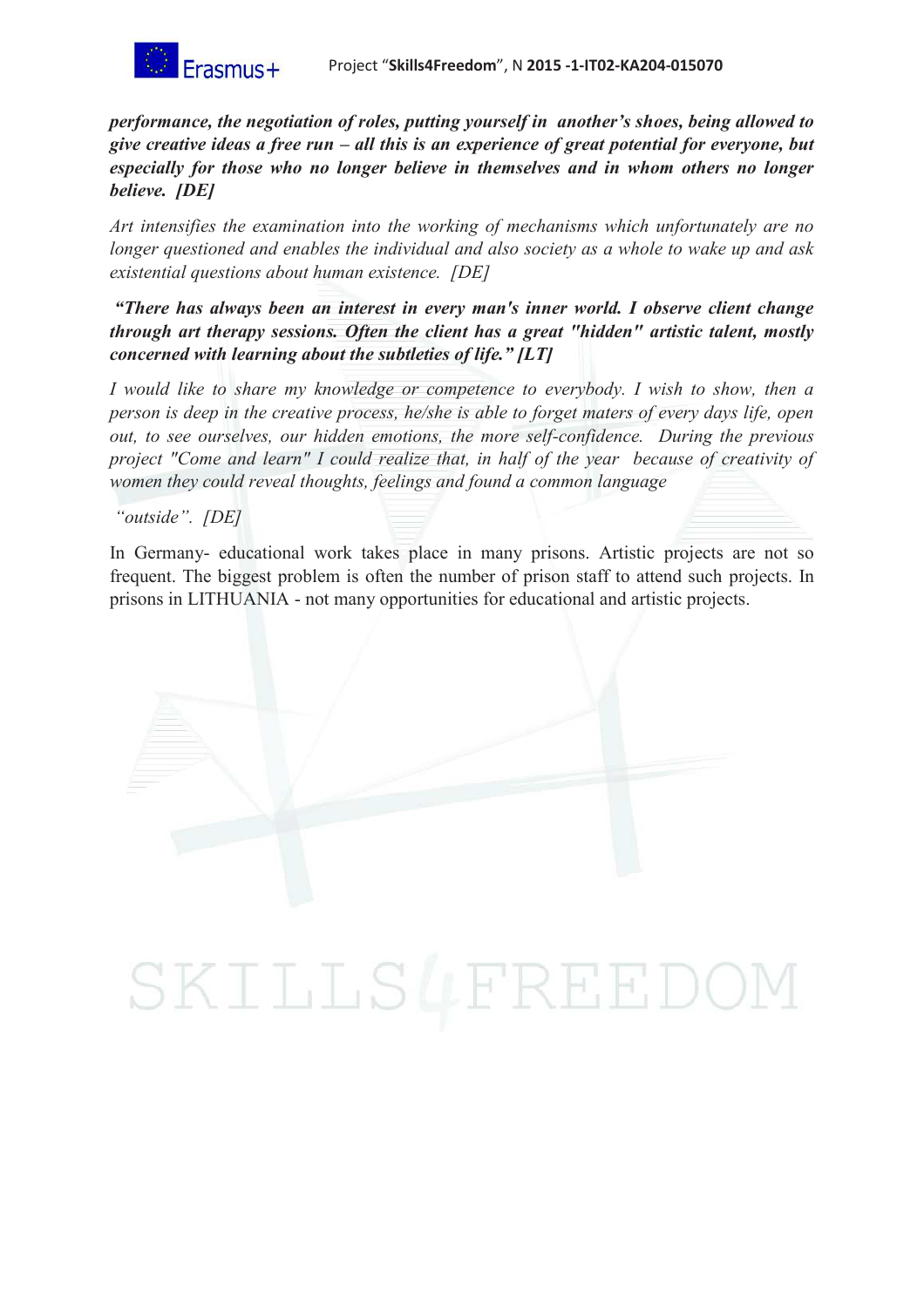***performance, the negotiation of roles, putting yourself in another's shoes, being allowed to give creative ideas a free run – all this is an experience of great potential for everyone, but especially for those who no longer believe in themselves and in whom others no longer believe. [DE]***

*Art intensifies the examination into the working of mechanisms which unfortunately are no longer questioned and enables the individual and also society as a whole to wake up and ask existential questions about human existence. [DE]*

***"There has always been an interest in every man's inner world. I observe client change through art therapy sessions. Often the client has a great "hidden" artistic talent, mostly concerned with learning about the subtleties of life." [LT]***

*I would like to share my knowledge or competence to everybody. I wish to show, then a person is deep in the creative process, he/she is able to forget maters of every days life, open out, to see ourselves, our hidden emotions, the more self-confidence. During the previous project "Come and learn" I could realize that, in half of the year because of creativity of women they could reveal thoughts, feelings and found a common language*

*"outside". [DE]*

In Germany- educational work takes place in many prisons. Artistic projects are not so frequent. The biggest problem is often the number of prison staff to attend such projects. In prisons in LITHUANIA - not many opportunities for educational and artistic projects.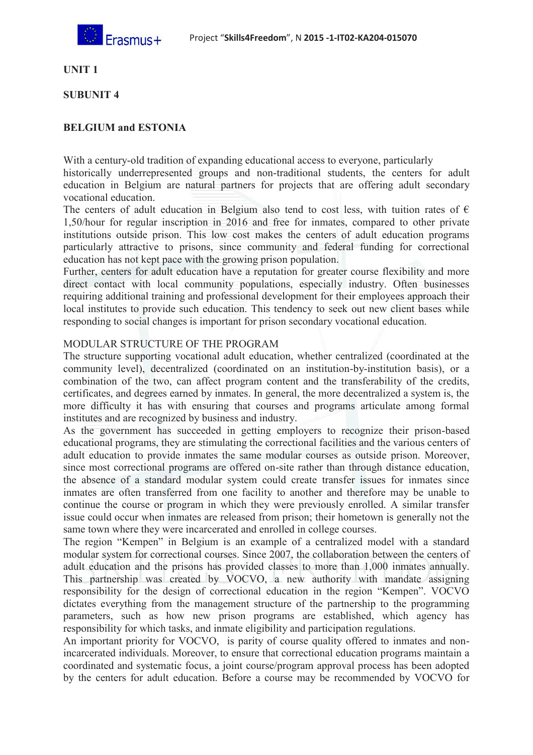**UNIT 1**

**SUBUNIT 4**

**BELGIUM and ESTONIA**

With a century-old tradition of expanding educational access to everyone, particularly historically underrepresented groups and non-traditional students, the centers for adult education in Belgium are natural partners for projects that are offering adult secondary vocational education.

The centers of adult education in Belgium also tend to cost less, with tuition rates of € 1,50/hour for regular inscription in 2016 and free for inmates, compared to other private institutions outside prison. This low cost makes the centers of adult education programs particularly attractive to prisons, since community and federal funding for correctional education has not kept pace with the growing prison population.

Further, centers for adult education have a reputation for greater course flexibility and more direct contact with local community populations, especially industry. Often businesses requiring additional training and professional development for their employees approach their local institutes to provide such education. This tendency to seek out new client bases while responding to social changes is important for prison secondary vocational education.

MODULAR STRUCTURE OF THE PROGRAM

The structure supporting vocational adult education, whether centralized (coordinated at the community level), decentralized (coordinated on an institution-by-institution basis), or a combination of the two, can affect program content and the transferability of the credits, certificates, and degrees earned by inmates. In general, the more decentralized a system is, the more difficulty it has with ensuring that courses and programs articulate among formal institutes and are recognized by business and industry.

As the government has succeeded in getting employers to recognize their prison-based educational programs, they are stimulating the correctional facilities and the various centers of adult education to provide inmates the same modular courses as outside prison. Moreover, since most correctional programs are offered on-site rather than through distance education, the absence of a standard modular system could create transfer issues for inmates since inmates are often transferred from one facility to another and therefore may be unable to continue the course or program in which they were previously enrolled. A similar transfer issue could occur when inmates are released from prison; their hometown is generally not the same town where they were incarcerated and enrolled in college courses.

The region "Kempen" in Belgium is an example of a centralized model with a standard modular system for correctional courses. Since 2007, the collaboration between the centers of adult education and the prisons has provided classes to more than 1,000 inmates annually. This partnership was created by VOCVO, a new authority with mandate assigning responsibility for the design of correctional education in the region "Kempen". VOCVO dictates everything from the management structure of the partnership to the programming parameters, such as how new prison programs are established, which agency has responsibility for which tasks, and inmate eligibility and participation regulations.

An important priority for VOCVO, is parity of course quality offered to inmates and non-incarcerated individuals. Moreover, to ensure that correctional education programs maintain a coordinated and systematic focus, a joint course/program approval process has been adopted by the centers for adult education. Before a course may be recommended by VOCVO for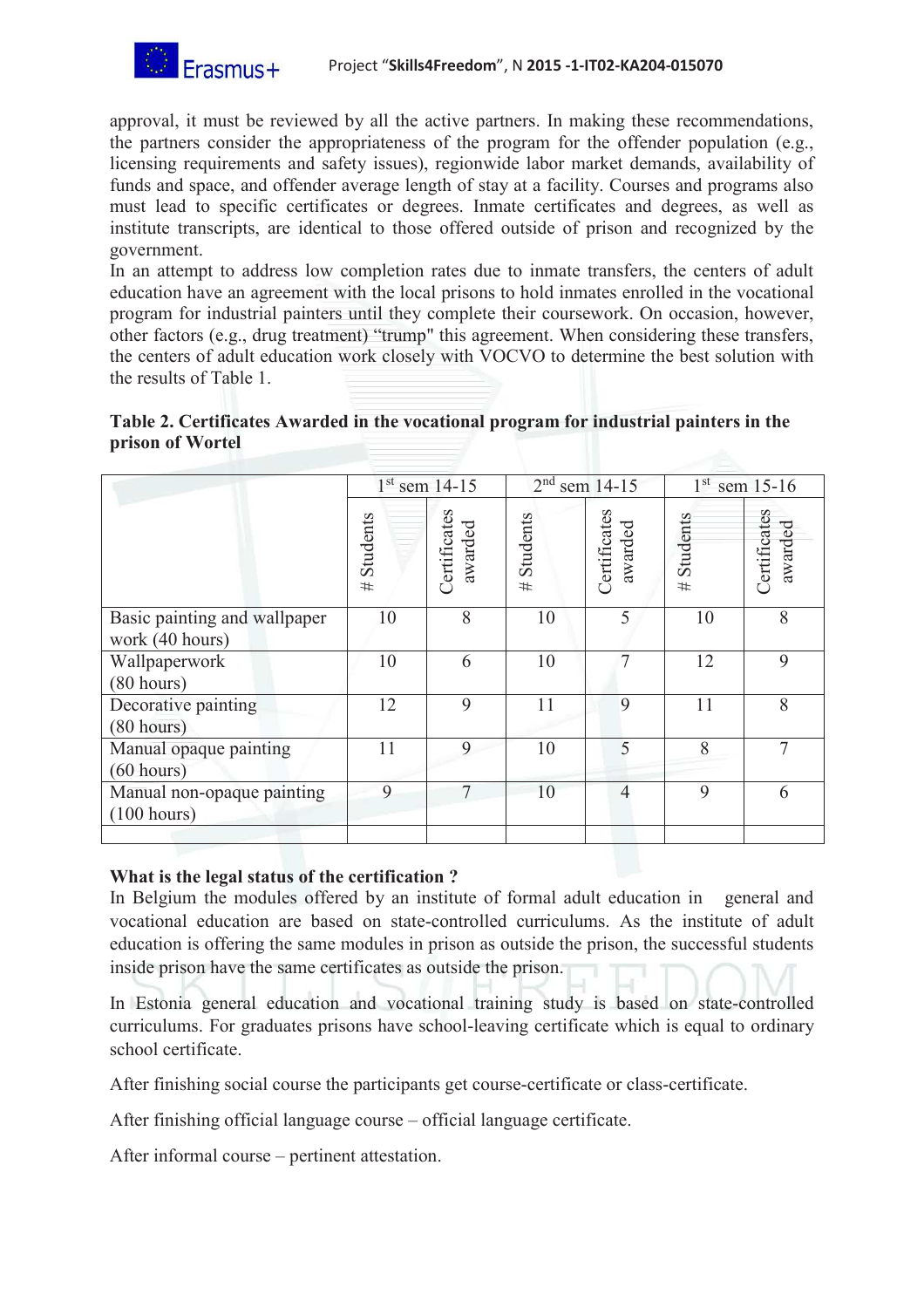approval, it must be reviewed by all the active partners. In making these recommendations, the partners consider the appropriateness of the program for the offender population (e.g., licensing requirements and safety issues), regionwide labor market demands, availability of funds and space, and offender average length of stay at a facility. Courses and programs also must lead to specific certificates or degrees. Inmate certificates and degrees, as well as institute transcripts, are identical to those offered outside of prison and recognized by the government.

In an attempt to address low completion rates due to inmate transfers, the centers of adult education have an agreement with the local prisons to hold inmates enrolled in the vocational program for industrial painters until they complete their coursework. On occasion, however, other factors (e.g., drug treatment) "trump" this agreement. When considering these transfers, the centers of adult education work closely with VOCVO to determine the best solution with the results of Table 1.

**Table 2. Certificates Awarded in the vocational program for industrial painters in the prison of Wortel**

| | 1st sem 14-15 | | 2nd sem 14-15 | | 1st sem 15-16 | |
|---|---|---|---|---|---|---|
| | # Students | Certificates awarded | # Students | Certificates awarded | # Students | Certificates awarded |
| Basic painting and wallpaper work (40 hours) | 10 | 8 | 10 | 5 | 10 | 8 |
| Wallpaperwork (80 hours) | 10 | 6 | 10 | 7 | 12 | 9 |
| Decorative painting (80 hours) | 12 | 9 | 11 | 9 | 11 | 8 |
| Manual opaque painting (60 hours) | 11 | 9 | 10 | 5 | 8 | 7 |
| Manual non-opaque painting (100 hours) | 9 | 7 | 10 | 4 | 9 | 6 |
| | | | | | | |

**What is the legal status of the certification ?**

In Belgium the modules offered by an institute of formal adult education in general and vocational education are based on state-controlled curriculums. As the institute of adult education is offering the same modules in prison as outside the prison, the successful students inside prison have the same certificates as outside the prison.

In Estonia general education and vocational training study is based on state-controlled curriculums. For graduates prisons have school-leaving certificate which is equal to ordinary school certificate.

After finishing social course the participants get course-certificate or class-certificate.

After finishing official language course – official language certificate.

After informal course – pertinent attestation.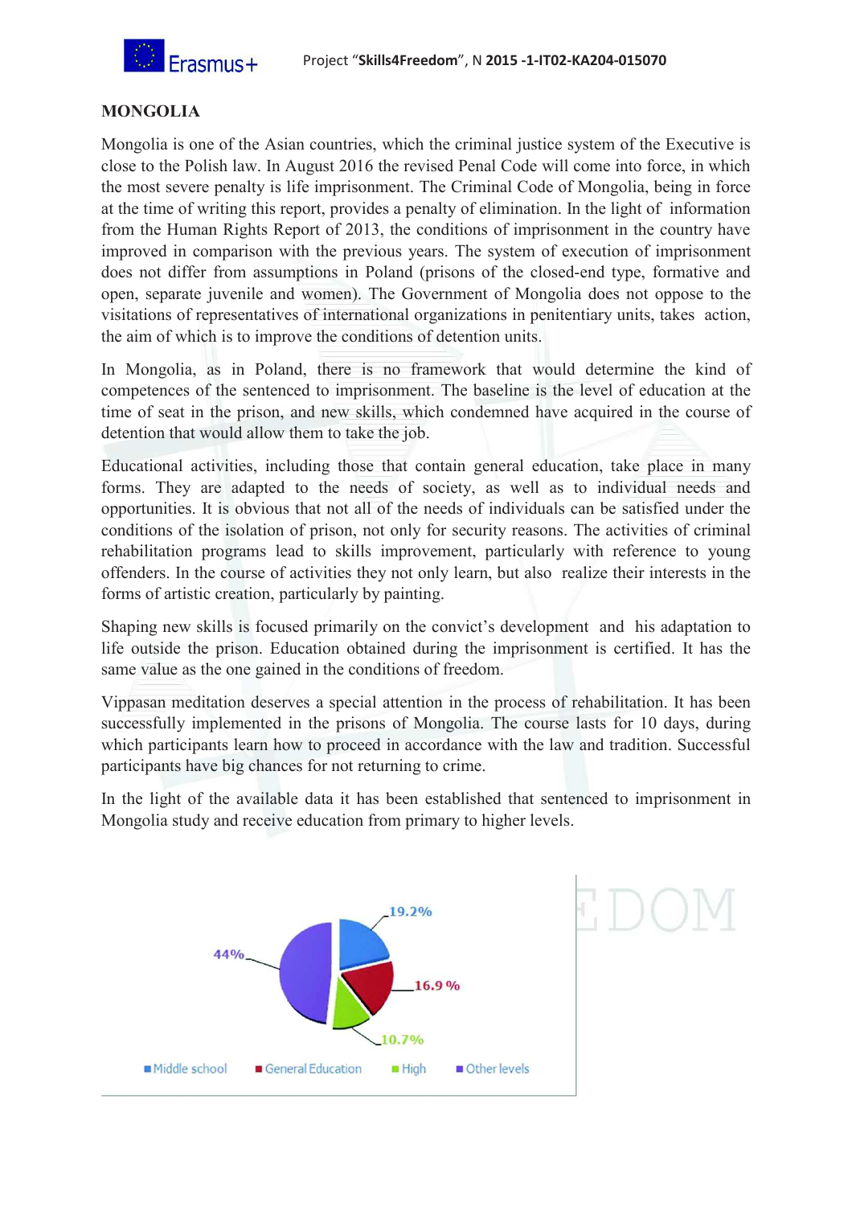## MONGOLIA

Mongolia is one of the Asian countries, which the criminal justice system of the Executive is close to the Polish law. In August 2016 the revised Penal Code will come into force, in which the most severe penalty is life imprisonment. The Criminal Code of Mongolia, being in force at the time of writing this report, provides a penalty of elimination. In the light of information from the Human Rights Report of 2013, the conditions of imprisonment in the country have improved in comparison with the previous years. The system of execution of imprisonment does not differ from assumptions in Poland (prisons of the closed-end type, formative and open, separate juvenile and women). The Government of Mongolia does not oppose to the visitations of representatives of international organizations in penitentiary units, takes action, the aim of which is to improve the conditions of detention units.

In Mongolia, as in Poland, there is no framework that would determine the kind of competences of the sentenced to imprisonment. The baseline is the level of education at the time of seat in the prison, and new skills, which condemned have acquired in the course of detention that would allow them to take the job.

Educational activities, including those that contain general education, take place in many forms. They are adapted to the needs of society, as well as to individual needs and opportunities. It is obvious that not all of the needs of individuals can be satisfied under the conditions of the isolation of prison, not only for security reasons. The activities of criminal rehabilitation programs lead to skills improvement, particularly with reference to young offenders. In the course of activities they not only learn, but also realize their interests in the forms of artistic creation, particularly by painting.

Shaping new skills is focused primarily on the convict's development and his adaptation to life outside the prison. Education obtained during the imprisonment is certified. It has the same value as the one gained in the conditions of freedom.

Vippasan meditation deserves a special attention in the process of rehabilitation. It has been successfully implemented in the prisons of Mongolia. The course lasts for 10 days, during which participants learn how to proceed in accordance with the law and tradition. Successful participants have big chances for not returning to crime.

In the light of the available data it has been established that sentenced to imprisonment in Mongolia study and receive education from primary to higher levels.

19.2%
16.9 %
10.7%
44%

Middle school | General Education | High | Other levels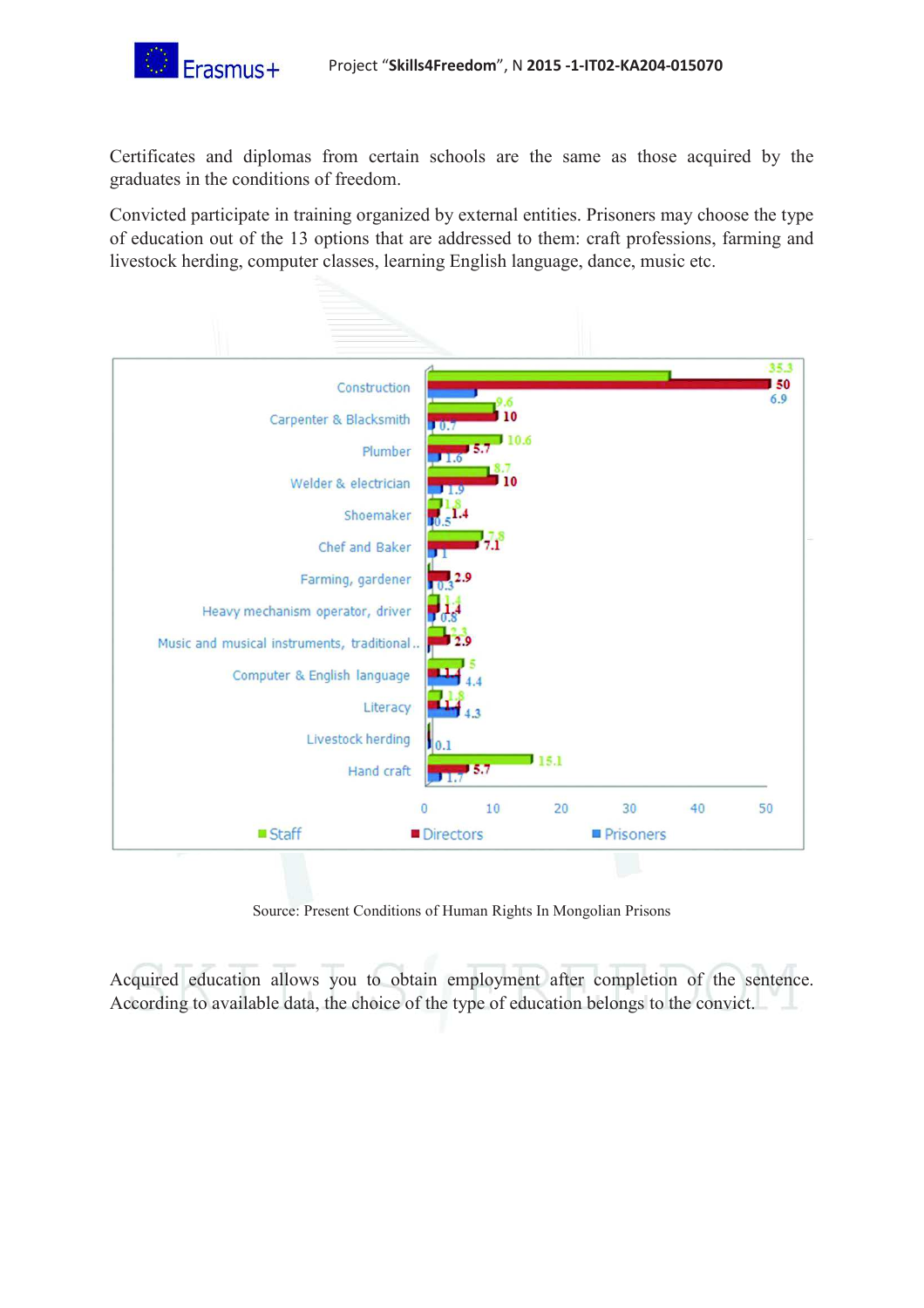Certificates and diplomas from certain schools are the same as those acquired by the graduates in the conditions of freedom.

Convicted participate in training organized by external entities. Prisoners may choose the type of education out of the 13 options that are addressed to them: craft professions, farming and livestock herding, computer classes, learning English language, dance, music etc.

| | Staff | Directors | Prisoners |
|---|---|---|---|
| Construction | 35.3 | 50 | 6.9 |
| Carpenter & Blacksmith | 9.6 | 10 | 0.7 |
| Plumber | 10.6 | 5.7 | 1.6 |
| Welder & electrician | 8.7 | 10 | 1.9 |
| Shoemaker | 1.8 | 1.4 | 0.5 |
| Chef and Baker | 7.8 | 7.1 | 1 |
| Farming, gardener | | 2.9 | 0.3 |
| Heavy mechanism operator, driver | 1.4 | 1.4 | 0.8 |
| Music and musical instruments, traditional.. | 2.3 | 2.9 | |
| Computer & English language | 5 | 1.4 | 4.4 |
| Literacy | 1.8 | 1.4 | 4.3 |
| Livestock herding | | | 0.1 |
| Hand craft | 15.1 | 5.7 | 1.7 |

Source: Present Conditions of Human Rights In Mongolian Prisons

Acquired education allows you to obtain employment after completion of the sentence. According to available data, the choice of the type of education belongs to the convict.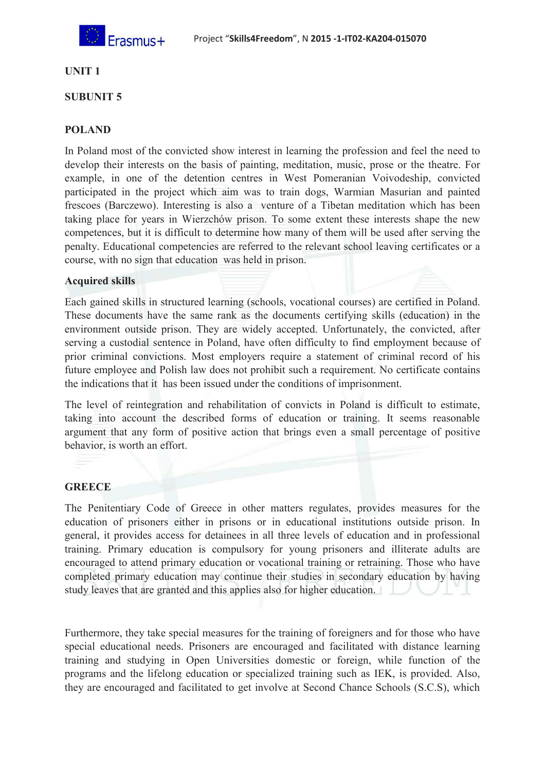**UNIT 1**

**SUBUNIT 5**

## POLAND

In Poland most of the convicted show interest in learning the profession and feel the need to develop their interests on the basis of painting, meditation, music, prose or the theatre. For example, in one of the detention centres in West Pomeranian Voivodeship, convicted participated in the project which aim was to train dogs, Warmian Masurian and painted frescoes (Barczewo). Interesting is also a venture of a Tibetan meditation which has been taking place for years in Wierzchów prison. To some extent these interests shape the new competences, but it is difficult to determine how many of them will be used after serving the penalty. Educational competencies are referred to the relevant school leaving certificates or a course, with no sign that education was held in prison.

### Acquired skills

Each gained skills in structured learning (schools, vocational courses) are certified in Poland. These documents have the same rank as the documents certifying skills (education) in the environment outside prison. They are widely accepted. Unfortunately, the convicted, after serving a custodial sentence in Poland, have often difficulty to find employment because of prior criminal convictions. Most employers require a statement of criminal record of his future employee and Polish law does not prohibit such a requirement. No certificate contains the indications that it has been issued under the conditions of imprisonment.

The level of reintegration and rehabilitation of convicts in Poland is difficult to estimate, taking into account the described forms of education or training. It seems reasonable argument that any form of positive action that brings even a small percentage of positive behavior, is worth an effort.

## GREECE

The Penitentiary Code of Greece in other matters regulates, provides measures for the education of prisoners either in prisons or in educational institutions outside prison. In general, it provides access for detainees in all three levels of education and in professional training. Primary education is compulsory for young prisoners and illiterate adults are encouraged to attend primary education or vocational training or retraining. Those who have completed primary education may continue their studies in secondary education by having study leaves that are granted and this applies also for higher education.

Furthermore, they take special measures for the training of foreigners and for those who have special educational needs. Prisoners are encouraged and facilitated with distance learning training and studying in Open Universities domestic or foreign, while function of the programs and the lifelong education or specialized training such as IEK, is provided. Also, they are encouraged and facilitated to get involve at Second Chance Schools (S.C.S), which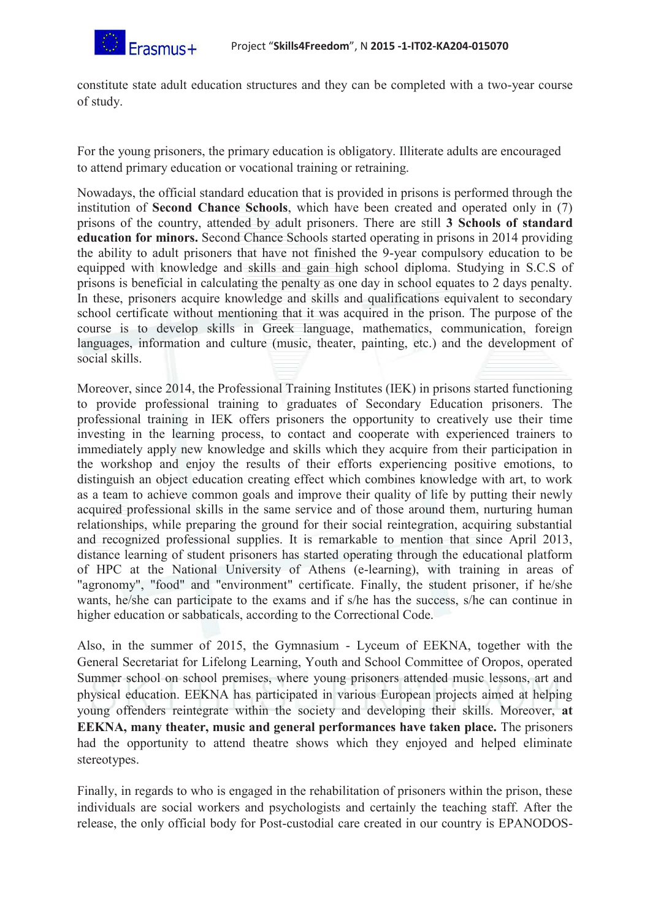constitute state adult education structures and they can be completed with a two-year course of study.

For the young prisoners, the primary education is obligatory. Illiterate adults are encouraged to attend primary education or vocational training or retraining.

Nowadays, the official standard education that is provided in prisons is performed through the institution of **Second Chance Schools**, which have been created and operated only in (7) prisons of the country, attended by adult prisoners. There are still **3 Schools of standard education for minors.** Second Chance Schools started operating in prisons in 2014 providing the ability to adult prisoners that have not finished the 9-year compulsory education to be equipped with knowledge and skills and gain high school diploma. Studying in S.C.S of prisons is beneficial in calculating the penalty as one day in school equates to 2 days penalty. In these, prisoners acquire knowledge and skills and qualifications equivalent to secondary school certificate without mentioning that it was acquired in the prison. The purpose of the course is to develop skills in Greek language, mathematics, communication, foreign languages, information and culture (music, theater, painting, etc.) and the development of social skills.

Moreover, since 2014, the Professional Training Institutes (IEK) in prisons started functioning to provide professional training to graduates of Secondary Education prisoners. The professional training in IEK offers prisoners the opportunity to creatively use their time investing in the learning process, to contact and cooperate with experienced trainers to immediately apply new knowledge and skills which they acquire from their participation in the workshop and enjoy the results of their efforts experiencing positive emotions, to distinguish an object education creating effect which combines knowledge with art, to work as a team to achieve common goals and improve their quality of life by putting their newly acquired professional skills in the same service and of those around them, nurturing human relationships, while preparing the ground for their social reintegration, acquiring substantial and recognized professional supplies. It is remarkable to mention that since April 2013, distance learning of student prisoners has started operating through the educational platform of HPC at the National University of Athens (e-learning), with training in areas of "agronomy", "food" and "environment" certificate. Finally, the student prisoner, if he/she wants, he/she can participate to the exams and if s/he has the success, s/he can continue in higher education or sabbaticals, according to the Correctional Code.

Also, in the summer of 2015, the Gymnasium - Lyceum of EEKNA, together with the General Secretariat for Lifelong Learning, Youth and School Committee of Oropos, operated Summer school on school premises, where young prisoners attended music lessons, art and physical education. EEKNA has participated in various European projects aimed at helping young offenders reintegrate within the society and developing their skills. Moreover, **at EEKNA, many theater, music and general performances have taken place.** The prisoners had the opportunity to attend theatre shows which they enjoyed and helped eliminate stereotypes.

Finally, in regards to who is engaged in the rehabilitation of prisoners within the prison, these individuals are social workers and psychologists and certainly the teaching staff. After the release, the only official body for Post-custodial care created in our country is EPANODOS-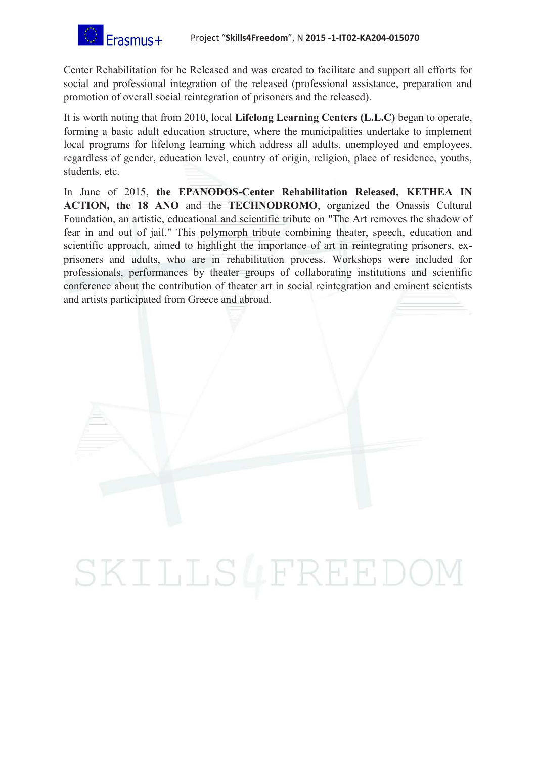Center Rehabilitation for he Released and was created to facilitate and support all efforts for social and professional integration of the released (professional assistance, preparation and promotion of overall social reintegration of prisoners and the released).

It is worth noting that from 2010, local **Lifelong Learning Centers (L.L.C)** began to operate, forming a basic adult education structure, where the municipalities undertake to implement local programs for lifelong learning which address all adults, unemployed and employees, regardless of gender, education level, country of origin, religion, place of residence, youths, students, etc.

In June of 2015, **the EPANODOS-Center Rehabilitation Released, KETHEA IN ACTION, the 18 ANO** and the **TECHNODROMO**, organized the Onassis Cultural Foundation, an artistic, educational and scientific tribute on "The Art removes the shadow of fear in and out of jail." This polymorph tribute combining theater, speech, education and scientific approach, aimed to highlight the importance of art in reintegrating prisoners, ex-prisoners and adults, who are in rehabilitation process. Workshops were included for professionals, performances by theater groups of collaborating institutions and scientific conference about the contribution of theater art in social reintegration and eminent scientists and artists participated from Greece and abroad.